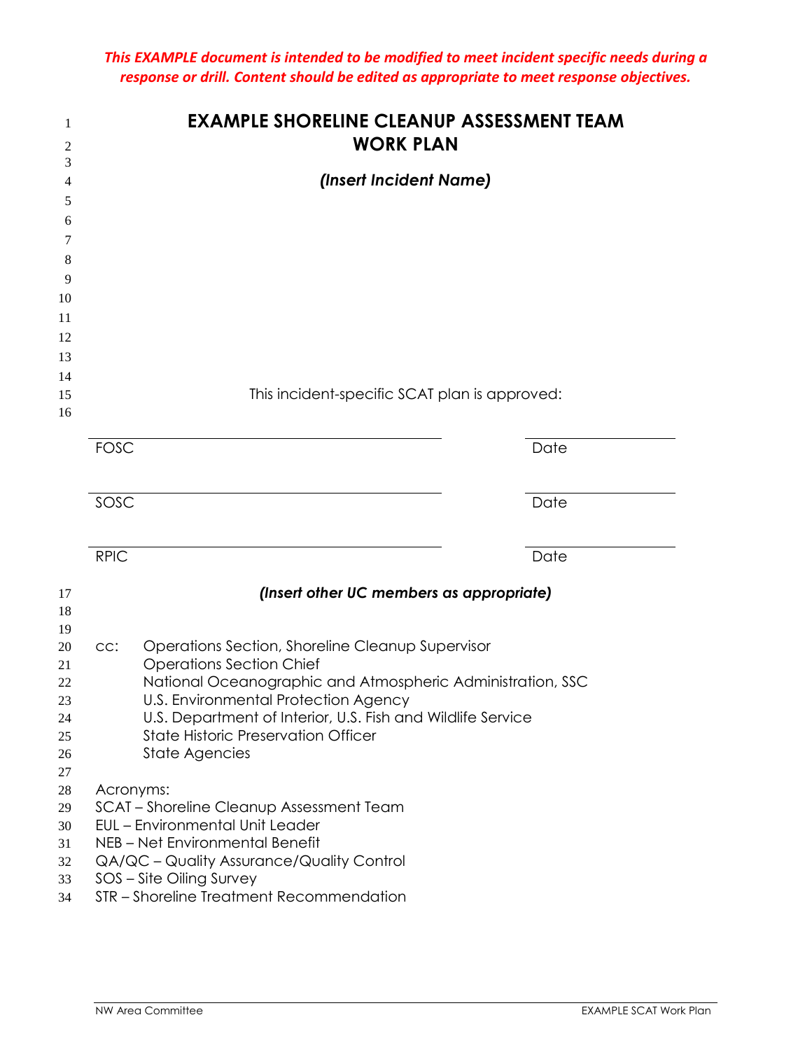*This EXAMPLE document is intended to be modified to meet incident specific needs during a response or drill. Content should be edited as appropriate to meet response objectives.*

# EXAMPLE SHORELINE CLEANUP ASSESSMENT TEAM WORK PLAN

***(Insert Incident Name)***

This incident-specific SCAT plan is approved:

| | |
|---|---|
| FOSC | Date |
| SOSC | Date |
| RPIC | Date |

***(Insert other UC members as appropriate)***

cc: Operations Section, Shoreline Cleanup Supervisor
Operations Section Chief
National Oceanographic and Atmospheric Administration, SSC
U.S. Environmental Protection Agency
U.S. Department of Interior, U.S. Fish and Wildlife Service
State Historic Preservation Officer
State Agencies

Acronyms:
SCAT – Shoreline Cleanup Assessment Team
EUL – Environmental Unit Leader
NEB – Net Environmental Benefit
QA/QC – Quality Assurance/Quality Control
SOS – Site Oiling Survey
STR – Shoreline Treatment Recommendation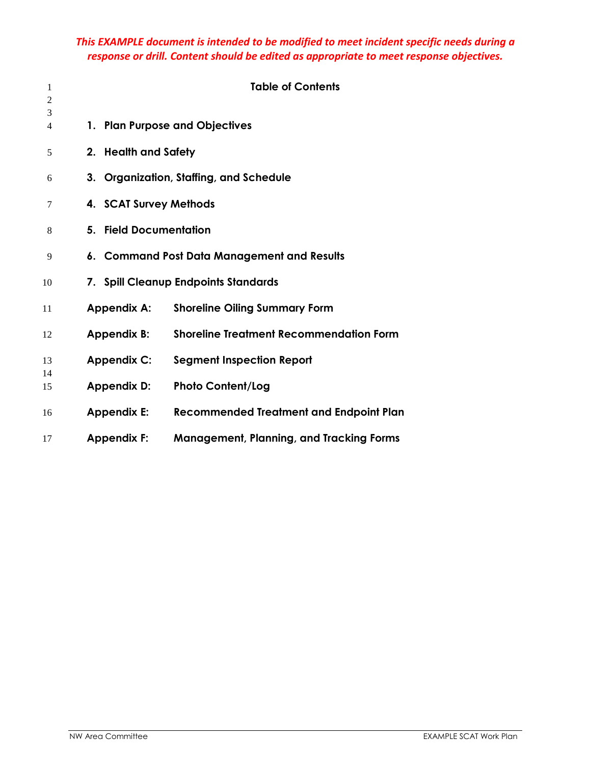*This EXAMPLE document is intended to be modified to meet incident specific needs during a response or drill. Content should be edited as appropriate to meet response objectives.*

# Table of Contents

**1. Plan Purpose and Objectives**

**2. Health and Safety**

**3. Organization, Staffing, and Schedule**

**4. SCAT Survey Methods**

**5. Field Documentation**

**6. Command Post Data Management and Results**

**7. Spill Cleanup Endpoints Standards**

**Appendix A:** **Shoreline Oiling Summary Form**

**Appendix B:** **Shoreline Treatment Recommendation Form**

**Appendix C:** **Segment Inspection Report**

**Appendix D:** **Photo Content/Log**

**Appendix E:** **Recommended Treatment and Endpoint Plan**

**Appendix F:** **Management, Planning, and Tracking Forms**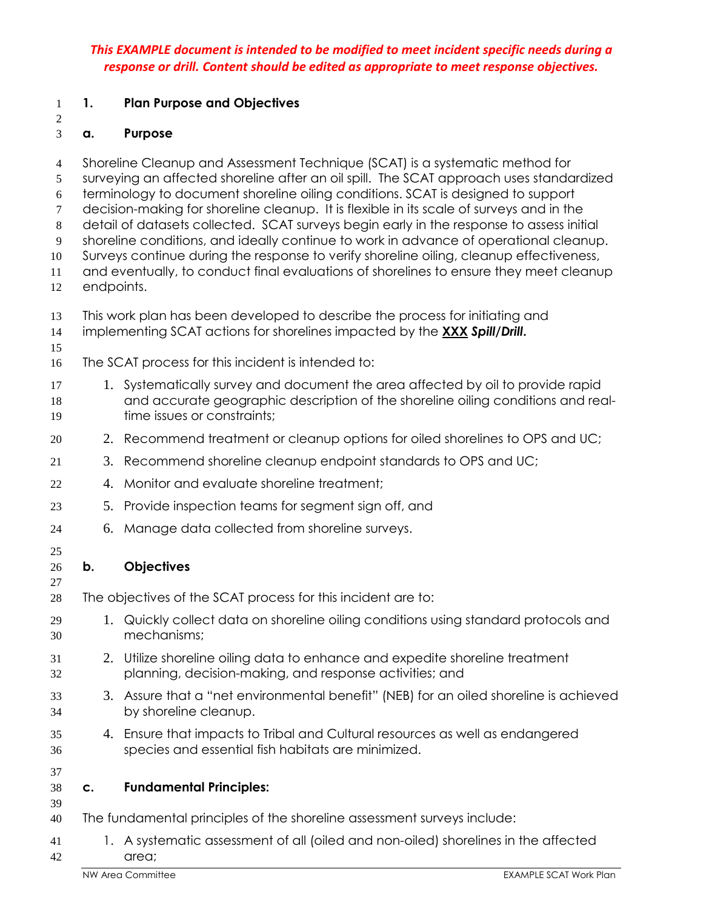***This EXAMPLE document is intended to be modified to meet incident specific needs during a response or drill. Content should be edited as appropriate to meet response objectives.***

## 1. Plan Purpose and Objectives

### a. Purpose

Shoreline Cleanup and Assessment Technique (SCAT) is a systematic method for surveying an affected shoreline after an oil spill. The SCAT approach uses standardized terminology to document shoreline oiling conditions. SCAT is designed to support decision-making for shoreline cleanup. It is flexible in its scale of surveys and in the detail of datasets collected. SCAT surveys begin early in the response to assess initial shoreline conditions, and ideally continue to work in advance of operational cleanup. Surveys continue during the response to verify shoreline oiling, cleanup effectiveness, and eventually, to conduct final evaluations of shorelines to ensure they meet cleanup endpoints.

This work plan has been developed to describe the process for initiating and implementing SCAT actions for shorelines impacted by the **XXX** ***Spill/Drill.***

The SCAT process for this incident is intended to:

1. Systematically survey and document the area affected by oil to provide rapid and accurate geographic description of the shoreline oiling conditions and real-time issues or constraints;
2. Recommend treatment or cleanup options for oiled shorelines to OPS and UC;
3. Recommend shoreline cleanup endpoint standards to OPS and UC;
4. Monitor and evaluate shoreline treatment;
5. Provide inspection teams for segment sign off, and
6. Manage data collected from shoreline surveys.

### b. Objectives

The objectives of the SCAT process for this incident are to:

1. Quickly collect data on shoreline oiling conditions using standard protocols and mechanisms;
2. Utilize shoreline oiling data to enhance and expedite shoreline treatment planning, decision-making, and response activities; and
3. Assure that a "net environmental benefit" (NEB) for an oiled shoreline is achieved by shoreline cleanup.
4. Ensure that impacts to Tribal and Cultural resources as well as endangered species and essential fish habitats are minimized.

### c. Fundamental Principles:

The fundamental principles of the shoreline assessment surveys include:

1. A systematic assessment of all (oiled and non-oiled) shorelines in the affected area;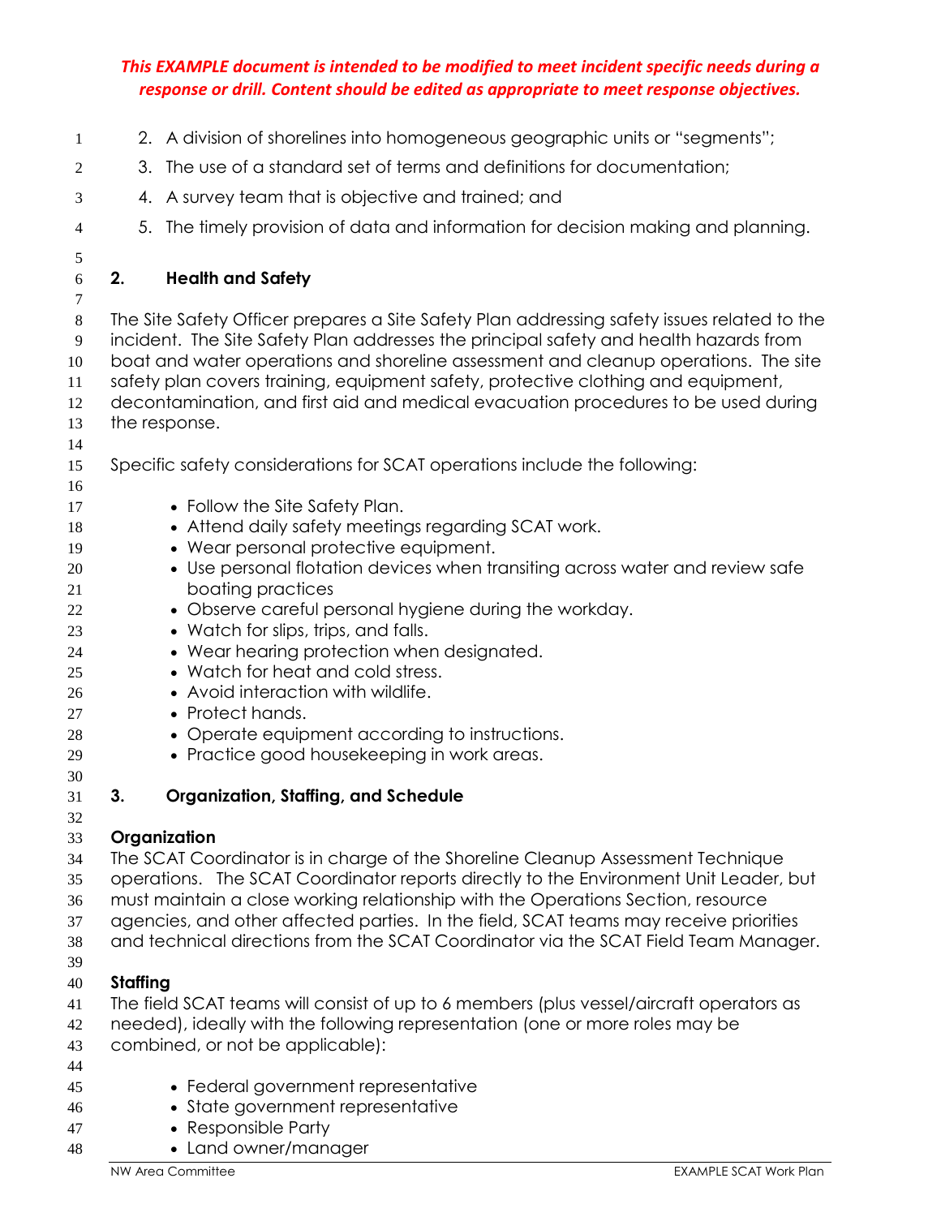*This EXAMPLE document is intended to be modified to meet incident specific needs during a response or drill. Content should be edited as appropriate to meet response objectives.*

2. A division of shorelines into homogeneous geographic units or "segments";
3. The use of a standard set of terms and definitions for documentation;
4. A survey team that is objective and trained; and
5. The timely provision of data and information for decision making and planning.

## 2. Health and Safety

The Site Safety Officer prepares a Site Safety Plan addressing safety issues related to the incident. The Site Safety Plan addresses the principal safety and health hazards from boat and water operations and shoreline assessment and cleanup operations. The site safety plan covers training, equipment safety, protective clothing and equipment, decontamination, and first aid and medical evacuation procedures to be used during the response.

Specific safety considerations for SCAT operations include the following:

- Follow the Site Safety Plan.
- Attend daily safety meetings regarding SCAT work.
- Wear personal protective equipment.
- Use personal flotation devices when transiting across water and review safe boating practices
- Observe careful personal hygiene during the workday.
- Watch for slips, trips, and falls.
- Wear hearing protection when designated.
- Watch for heat and cold stress.
- Avoid interaction with wildlife.
- Protect hands.
- Operate equipment according to instructions.
- Practice good housekeeping in work areas.

## 3. Organization, Staffing, and Schedule

### Organization

The SCAT Coordinator is in charge of the Shoreline Cleanup Assessment Technique operations. The SCAT Coordinator reports directly to the Environment Unit Leader, but must maintain a close working relationship with the Operations Section, resource agencies, and other affected parties. In the field, SCAT teams may receive priorities and technical directions from the SCAT Coordinator via the SCAT Field Team Manager.

### Staffing

The field SCAT teams will consist of up to 6 members (plus vessel/aircraft operators as needed), ideally with the following representation (one or more roles may be combined, or not be applicable):

- Federal government representative
- State government representative
- Responsible Party
- Land owner/manager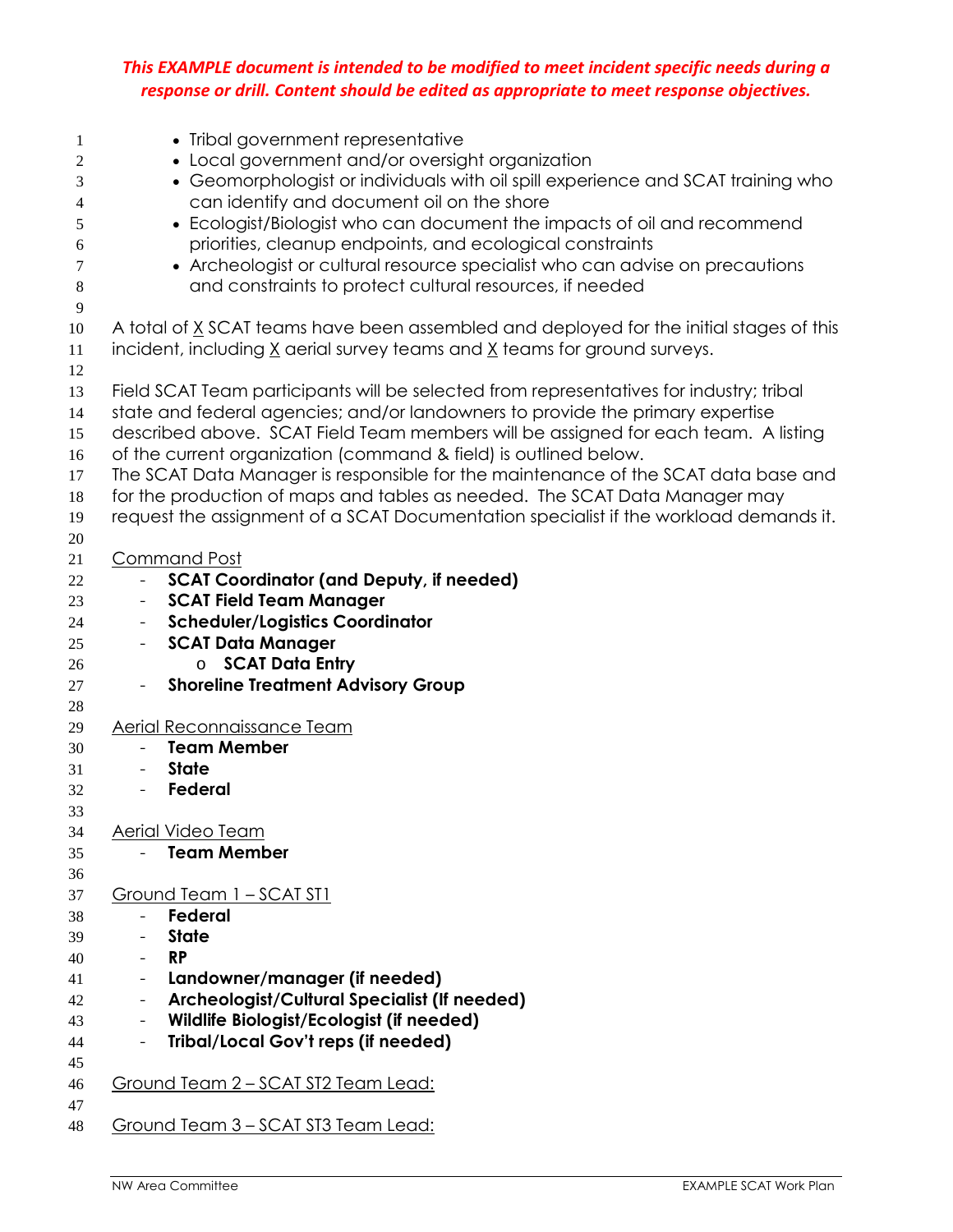*This EXAMPLE document is intended to be modified to meet incident specific needs during a response or drill. Content should be edited as appropriate to meet response objectives.*

- Tribal government representative
- Local government and/or oversight organization
- Geomorphologist or individuals with oil spill experience and SCAT training who can identify and document oil on the shore
- Ecologist/Biologist who can document the impacts of oil and recommend priorities, cleanup endpoints, and ecological constraints
- Archeologist or cultural resource specialist who can advise on precautions and constraints to protect cultural resources, if needed

A total of X SCAT teams have been assembled and deployed for the initial stages of this incident, including X aerial survey teams and X teams for ground surveys.

Field SCAT Team participants will be selected from representatives for industry; tribal state and federal agencies; and/or landowners to provide the primary expertise described above. SCAT Field Team members will be assigned for each team. A listing of the current organization (command & field) is outlined below.
The SCAT Data Manager is responsible for the maintenance of the SCAT data base and for the production of maps and tables as needed. The SCAT Data Manager may request the assignment of a SCAT Documentation specialist if the workload demands it.

Command Post

- **SCAT Coordinator (and Deputy, if needed)**
- **SCAT Field Team Manager**
- **Scheduler/Logistics Coordinator**
- **SCAT Data Manager**
  - **SCAT Data Entry**
- **Shoreline Treatment Advisory Group**

Aerial Reconnaissance Team

- **Team Member**
- **State**
- **Federal**

Aerial Video Team

- **Team Member**

Ground Team 1 – SCAT ST1

- **Federal**
- **State**
- **RP**
- **Landowner/manager (if needed)**
- **Archeologist/Cultural Specialist (If needed)**
- **Wildlife Biologist/Ecologist (if needed)**
- **Tribal/Local Gov't reps (if needed)**

Ground Team 2 – SCAT ST2 Team Lead:

Ground Team 3 – SCAT ST3 Team Lead: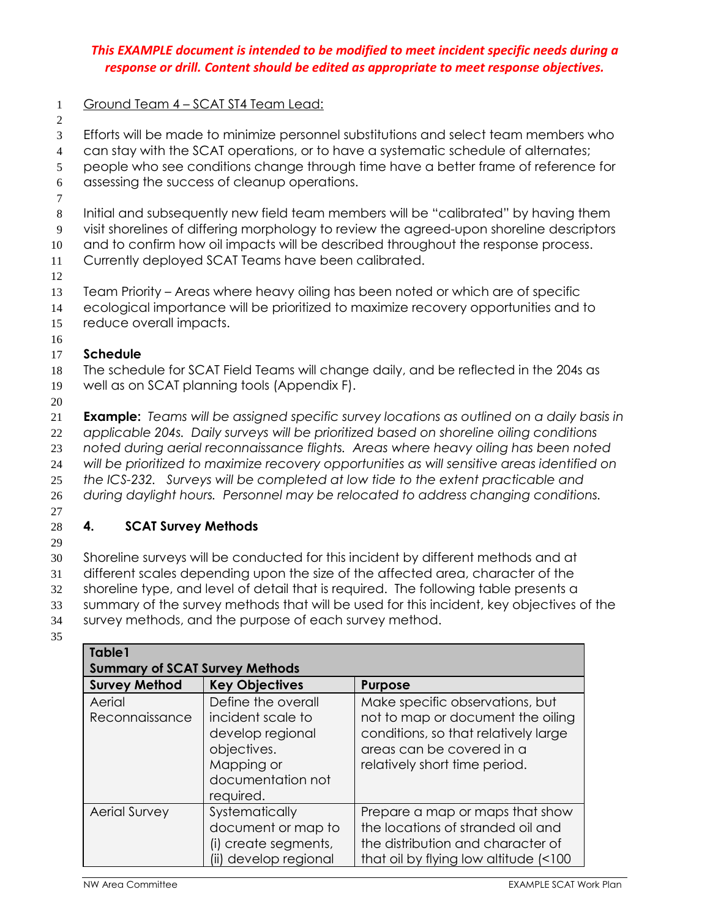***This EXAMPLE document is intended to be modified to meet incident specific needs during a response or drill. Content should be edited as appropriate to meet response objectives.***

<u>Ground Team 4 – SCAT ST4 Team Lead:</u>

Efforts will be made to minimize personnel substitutions and select team members who can stay with the SCAT operations, or to have a systematic schedule of alternates; people who see conditions change through time have a better frame of reference for assessing the success of cleanup operations.

Initial and subsequently new field team members will be "calibrated" by having them visit shorelines of differing morphology to review the agreed-upon shoreline descriptors and to confirm how oil impacts will be described throughout the response process. Currently deployed SCAT Teams have been calibrated.

Team Priority – Areas where heavy oiling has been noted or which are of specific ecological importance will be prioritized to maximize recovery opportunities and to reduce overall impacts.

**Schedule**

The schedule for SCAT Field Teams will change daily, and be reflected in the 204s as well as on SCAT planning tools (Appendix F).

**Example:** *Teams will be assigned specific survey locations as outlined on a daily basis in applicable 204s. Daily surveys will be prioritized based on shoreline oiling conditions noted during aerial reconnaissance flights. Areas where heavy oiling has been noted will be prioritized to maximize recovery opportunities as will sensitive areas identified on the ICS-232. Surveys will be completed at low tide to the extent practicable and during daylight hours. Personnel may be relocated to address changing conditions.*

## 4. SCAT Survey Methods

Shoreline surveys will be conducted for this incident by different methods and at different scales depending upon the size of the affected area, character of the shoreline type, and level of detail that is required. The following table presents a summary of the survey methods that will be used for this incident, key objectives of the survey methods, and the purpose of each survey method.

**Table1**
**Summary of SCAT Survey Methods**

| Survey Method | Key Objectives | Purpose |
|---|---|---|
| Aerial Reconnaissance | Define the overall incident scale to develop regional objectives. Mapping or documentation not required. | Make specific observations, but not to map or document the oiling conditions, so that relatively large areas can be covered in a relatively short time period. |
| Aerial Survey | Systematically document or map to (i) create segments, (ii) develop regional | Prepare a map or maps that show the locations of stranded oil and the distribution and character of that oil by flying low altitude (<100 |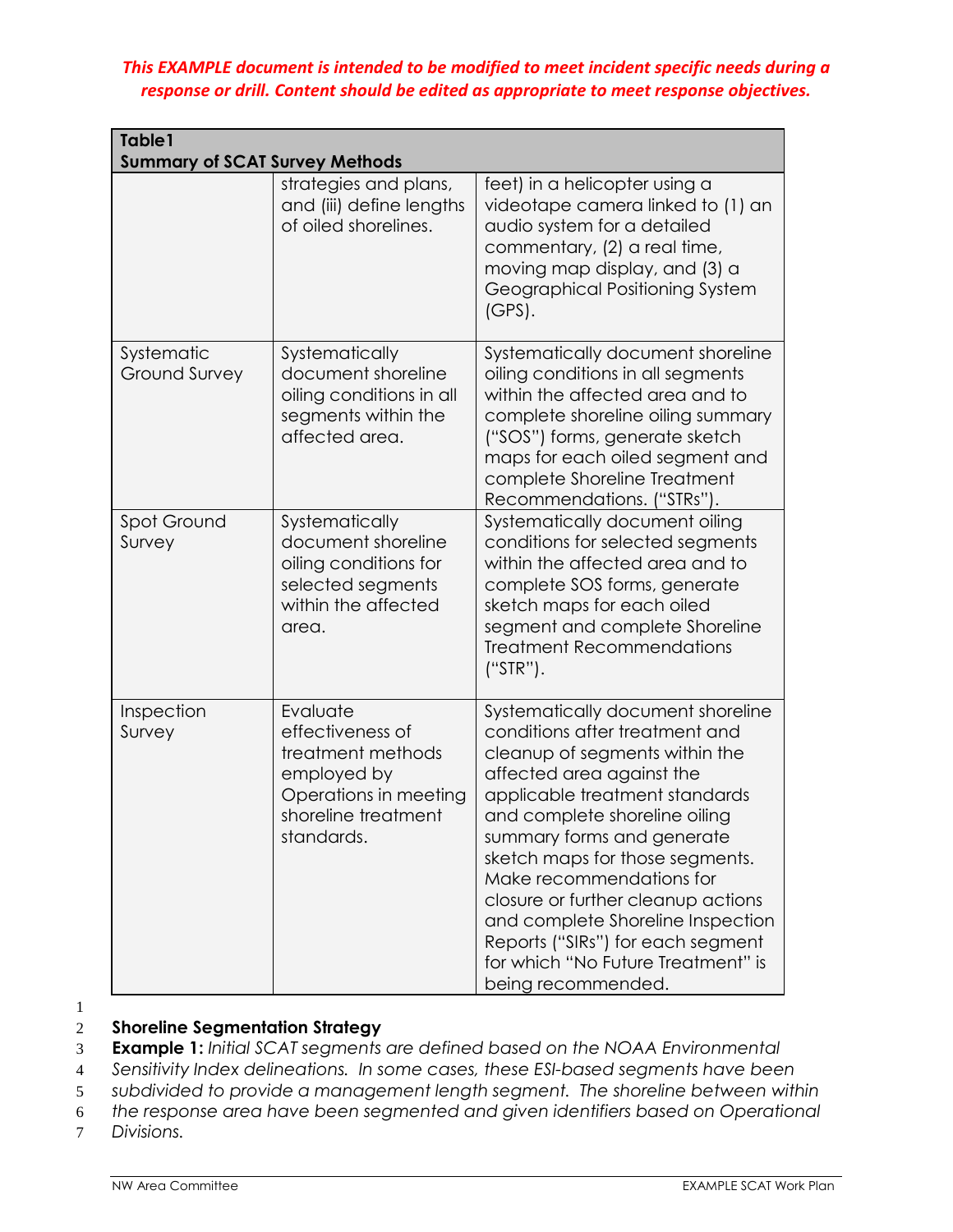*This EXAMPLE document is intended to be modified to meet incident specific needs during a response or drill. Content should be edited as appropriate to meet response objectives.*

| Table1 Summary of SCAT Survey Methods | | |
|---|---|---|
| | strategies and plans, and (iii) define lengths of oiled shorelines. | feet) in a helicopter using a videotape camera linked to (1) an audio system for a detailed commentary, (2) a real time, moving map display, and (3) a Geographical Positioning System (GPS). |
| Systematic Ground Survey | Systematically document shoreline oiling conditions in all segments within the affected area. | Systematically document shoreline oiling conditions in all segments within the affected area and to complete shoreline oiling summary ("SOS") forms, generate sketch maps for each oiled segment and complete Shoreline Treatment Recommendations. ("STRs"). |
| Spot Ground Survey | Systematically document shoreline oiling conditions for selected segments within the affected area. | Systematically document oiling conditions for selected segments within the affected area and to complete SOS forms, generate sketch maps for each oiled segment and complete Shoreline Treatment Recommendations ("STR"). |
| Inspection Survey | Evaluate effectiveness of treatment methods employed by Operations in meeting shoreline treatment standards. | Systematically document shoreline conditions after treatment and cleanup of segments within the affected area against the applicable treatment standards and complete shoreline oiling summary forms and generate sketch maps for those segments. Make recommendations for closure or further cleanup actions and complete Shoreline Inspection Reports ("SIRs") for each segment for which "No Future Treatment" is being recommended. |

**Shoreline Segmentation Strategy**

**Example 1:** *Initial SCAT segments are defined based on the NOAA Environmental Sensitivity Index delineations. In some cases, these ESI-based segments have been subdivided to provide a management length segment. The shoreline between within the response area have been segmented and given identifiers based on Operational Divisions.*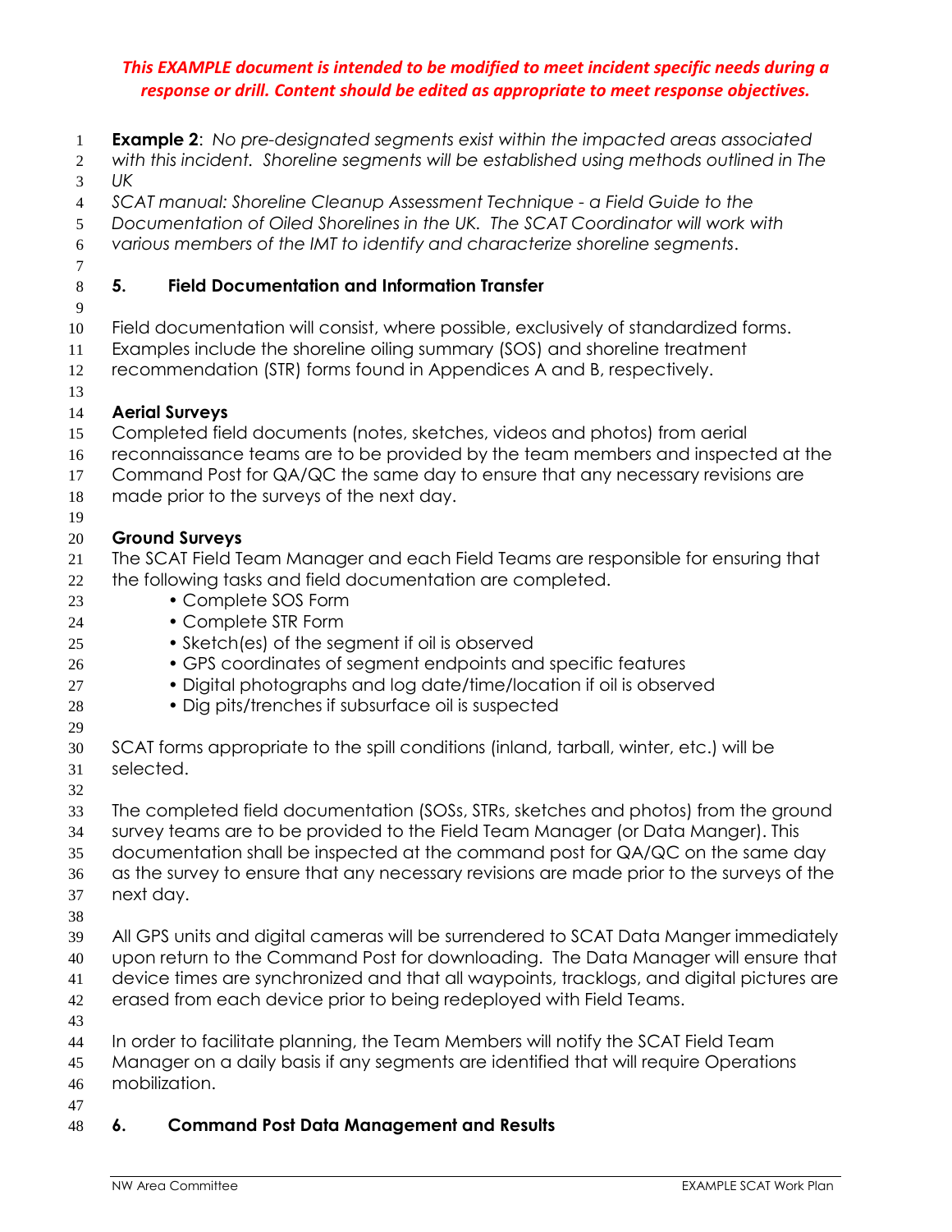***This EXAMPLE document is intended to be modified to meet incident specific needs during a response or drill. Content should be edited as appropriate to meet response objectives.***

**Example 2**: *No pre-designated segments exist within the impacted areas associated with this incident. Shoreline segments will be established using methods outlined in The UK SCAT manual: Shoreline Cleanup Assessment Technique - a Field Guide to the Documentation of Oiled Shorelines in the UK. The SCAT Coordinator will work with various members of the IMT to identify and characterize shoreline segments*.

## 5. Field Documentation and Information Transfer

Field documentation will consist, where possible, exclusively of standardized forms. Examples include the shoreline oiling summary (SOS) and shoreline treatment recommendation (STR) forms found in Appendices A and B, respectively.

**Aerial Surveys**

Completed field documents (notes, sketches, videos and photos) from aerial reconnaissance teams are to be provided by the team members and inspected at the Command Post for QA/QC the same day to ensure that any necessary revisions are made prior to the surveys of the next day.

**Ground Surveys**

The SCAT Field Team Manager and each Field Teams are responsible for ensuring that the following tasks and field documentation are completed.

- Complete SOS Form
- Complete STR Form
- Sketch(es) of the segment if oil is observed
- GPS coordinates of segment endpoints and specific features
- Digital photographs and log date/time/location if oil is observed
- Dig pits/trenches if subsurface oil is suspected

SCAT forms appropriate to the spill conditions (inland, tarball, winter, etc.) will be selected.

The completed field documentation (SOSs, STRs, sketches and photos) from the ground survey teams are to be provided to the Field Team Manager (or Data Manger). This documentation shall be inspected at the command post for QA/QC on the same day as the survey to ensure that any necessary revisions are made prior to the surveys of the next day.

All GPS units and digital cameras will be surrendered to SCAT Data Manger immediately upon return to the Command Post for downloading. The Data Manager will ensure that device times are synchronized and that all waypoints, tracklogs, and digital pictures are erased from each device prior to being redeployed with Field Teams.

In order to facilitate planning, the Team Members will notify the SCAT Field Team Manager on a daily basis if any segments are identified that will require Operations mobilization.

## 6. Command Post Data Management and Results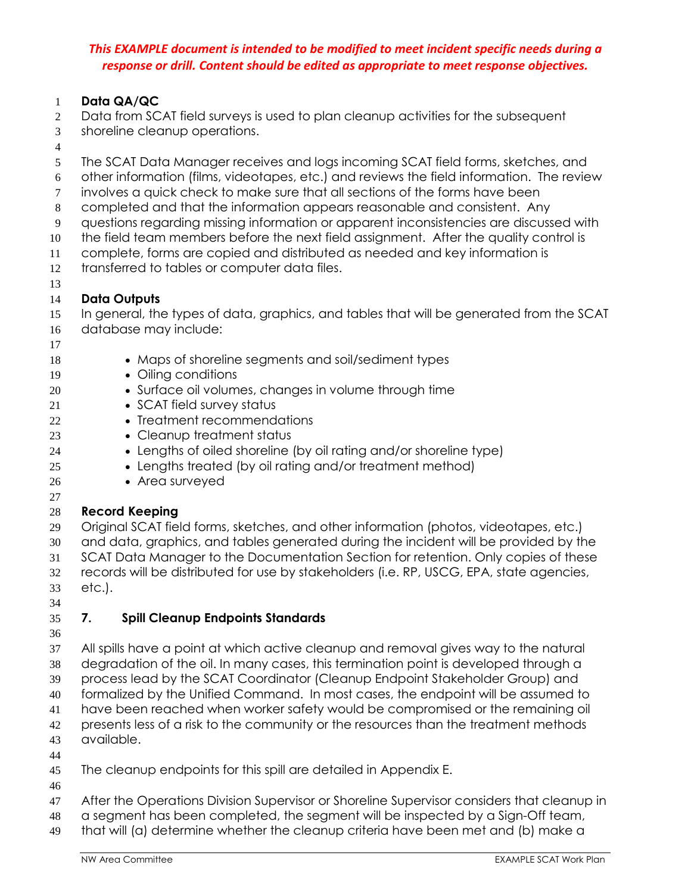*This EXAMPLE document is intended to be modified to meet incident specific needs during a response or drill. Content should be edited as appropriate to meet response objectives.*

**Data QA/QC**

Data from SCAT field surveys is used to plan cleanup activities for the subsequent shoreline cleanup operations.

The SCAT Data Manager receives and logs incoming SCAT field forms, sketches, and other information (films, videotapes, etc.) and reviews the field information. The review involves a quick check to make sure that all sections of the forms have been completed and that the information appears reasonable and consistent. Any questions regarding missing information or apparent inconsistencies are discussed with the field team members before the next field assignment. After the quality control is complete, forms are copied and distributed as needed and key information is transferred to tables or computer data files.

**Data Outputs**

In general, the types of data, graphics, and tables that will be generated from the SCAT database may include:

- Maps of shoreline segments and soil/sediment types
- Oiling conditions
- Surface oil volumes, changes in volume through time
- SCAT field survey status
- Treatment recommendations
- Cleanup treatment status
- Lengths of oiled shoreline (by oil rating and/or shoreline type)
- Lengths treated (by oil rating and/or treatment method)
- Area surveyed

**Record Keeping**

Original SCAT field forms, sketches, and other information (photos, videotapes, etc.) and data, graphics, and tables generated during the incident will be provided by the SCAT Data Manager to the Documentation Section for retention. Only copies of these records will be distributed for use by stakeholders (i.e. RP, USCG, EPA, state agencies, etc.).

## 7. Spill Cleanup Endpoints Standards

All spills have a point at which active cleanup and removal gives way to the natural degradation of the oil. In many cases, this termination point is developed through a process lead by the SCAT Coordinator (Cleanup Endpoint Stakeholder Group) and formalized by the Unified Command. In most cases, the endpoint will be assumed to have been reached when worker safety would be compromised or the remaining oil presents less of a risk to the community or the resources than the treatment methods available.

The cleanup endpoints for this spill are detailed in Appendix E.

After the Operations Division Supervisor or Shoreline Supervisor considers that cleanup in a segment has been completed, the segment will be inspected by a Sign-Off team, that will (a) determine whether the cleanup criteria have been met and (b) make a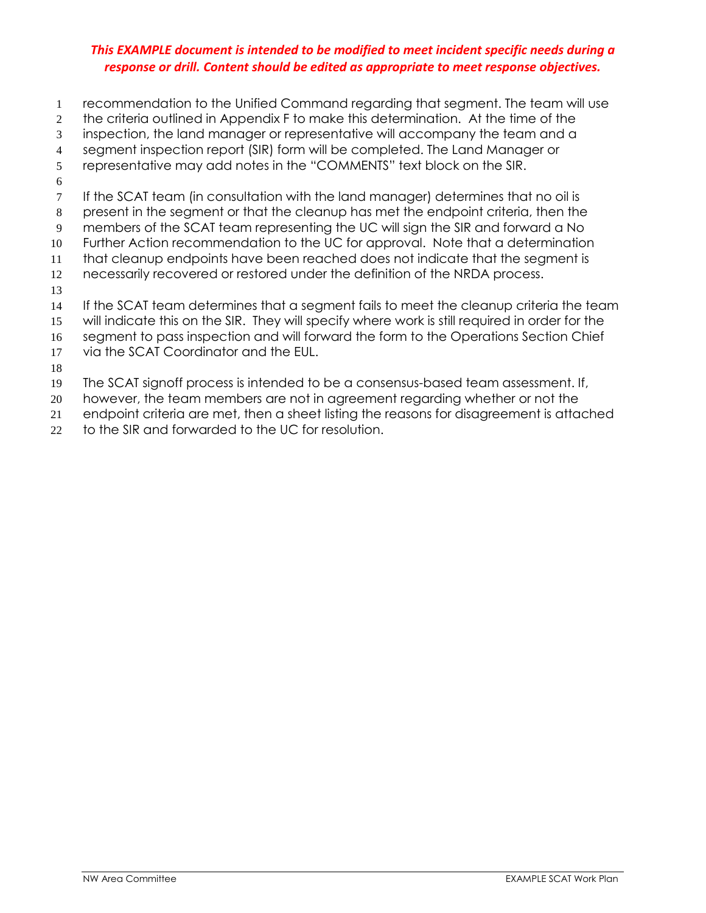*This EXAMPLE document is intended to be modified to meet incident specific needs during a response or drill. Content should be edited as appropriate to meet response objectives.*

recommendation to the Unified Command regarding that segment. The team will use the criteria outlined in Appendix F to make this determination. At the time of the inspection, the land manager or representative will accompany the team and a segment inspection report (SIR) form will be completed. The Land Manager or representative may add notes in the "COMMENTS" text block on the SIR.

If the SCAT team (in consultation with the land manager) determines that no oil is present in the segment or that the cleanup has met the endpoint criteria, then the members of the SCAT team representing the UC will sign the SIR and forward a No Further Action recommendation to the UC for approval. Note that a determination that cleanup endpoints have been reached does not indicate that the segment is necessarily recovered or restored under the definition of the NRDA process.

If the SCAT team determines that a segment fails to meet the cleanup criteria the team will indicate this on the SIR. They will specify where work is still required in order for the segment to pass inspection and will forward the form to the Operations Section Chief via the SCAT Coordinator and the EUL.

The SCAT signoff process is intended to be a consensus-based team assessment. If, however, the team members are not in agreement regarding whether or not the endpoint criteria are met, then a sheet listing the reasons for disagreement is attached to the SIR and forwarded to the UC for resolution.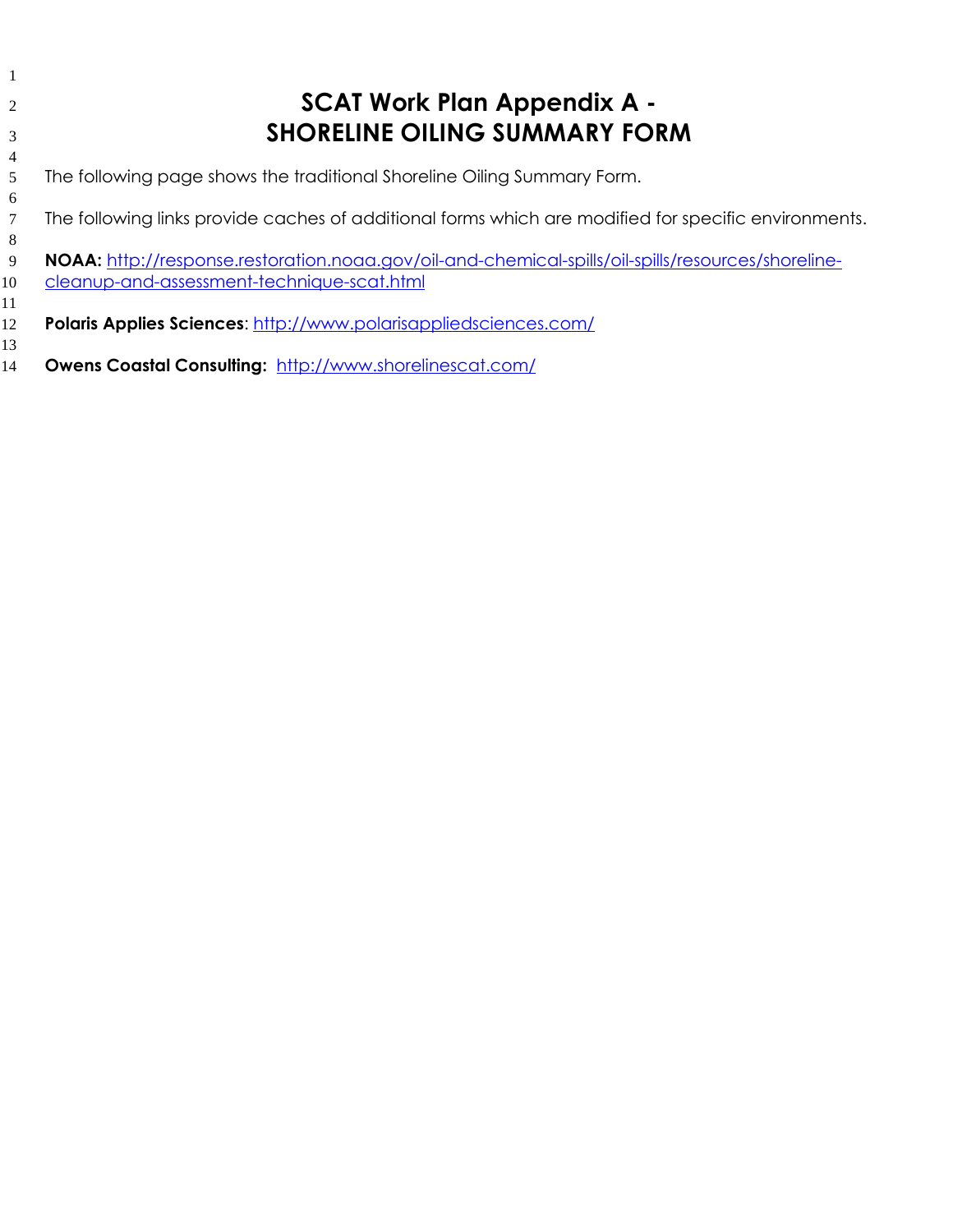# SCAT Work Plan Appendix A - SHORELINE OILING SUMMARY FORM

The following page shows the traditional Shoreline Oiling Summary Form.

The following links provide caches of additional forms which are modified for specific environments.

**NOAA:** [http://response.restoration.noaa.gov/oil-and-chemical-spills/oil-spills/resources/shoreline-cleanup-and-assessment-technique-scat.html](http://response.restoration.noaa.gov/oil-and-chemical-spills/oil-spills/resources/shoreline-cleanup-and-assessment-technique-scat.html)

**Polaris Applies Sciences**: [http://www.polarisappliedsciences.com/](http://www.polarisappliedsciences.com/)

**Owens Coastal Consulting:** [http://www.shorelinescat.com/](http://www.shorelinescat.com/)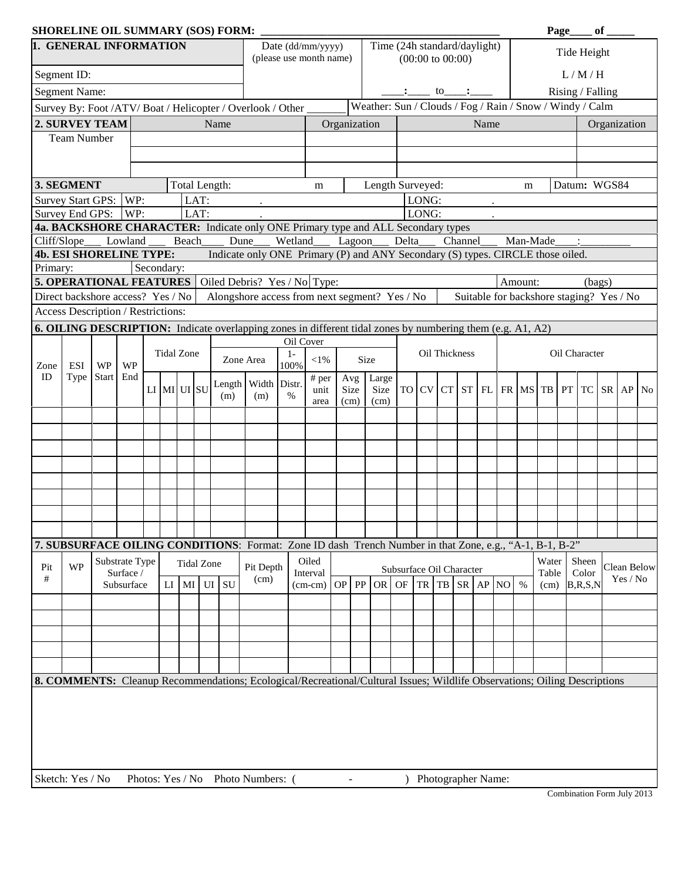**SHORELINE OIL SUMMARY (SOS) FORM: ___________________________________________ Page____ of _____**

| **1. GENERAL INFORMATION** | Date (dd/mm/yyyy) (please use month name) | Time (24h standard/daylight) (00:00 to 00:00) | Tide Height |
|---|---|---|---|
| Segment ID: | | | L / M / H |
| Segment Name: | | ____:____ to____:____ | Rising / Falling |
| Survey By: Foot /ATV/ Boat / Helicopter / Overlook / Other _______ | | Weather: Sun / Clouds / Fog / Rain / Snow / Windy / Calm | |

| **2. SURVEY TEAM** | Name | Organization | Name | Organization |
|---|---|---|---|---|
| Team Number | | | | |
| | | | | |
| | | | | |

| **3. SEGMENT** | Total Length: m | Length Surveyed: m | Datum**:** WGS84 |
|---|---|---|---|
| Survey Start GPS: WP: | LAT: . | LONG: . | |
| Survey End GPS: WP: | LAT: . | LONG: . | |

**4a. BACKSHORE CHARACTER:** Indicate only ONE Primary type and ALL Secondary types

Cliff/Slope___ Lowland ___ Beach____ Dune___ Wetland___ Lagoon___ Delta___ Channel___ Man-Made____:_________

**4b. ESI SHORELINE TYPE:** Indicate only ONE Primary (P) and ANY Secondary (S) types. CIRCLE those oiled.

Primary: Secondary:

| **5. OPERATIONAL FEATURES** | Oiled Debris? Yes / No | Type: | Amount: (bags) |
|---|---|---|---|
| Direct backshore access? Yes / No | Alongshore access from next segment? Yes / No | | Suitable for backshore staging? Yes / No |
| Access Description / Restrictions: | | | |

**6. OILING DESCRIPTION:** Indicate overlapping zones in different tidal zones by numbering them (e.g. A1, A2)

| Zone ID | ESI Type | WP Start | WP End | Tidal Zone | | | | Oil Cover | | | | | | Oil Thickness | | | | | Oil Character | | | | | | | | |
|---|---|---|---|---|---|---|---|---|---|---|---|---|---|---|---|---|---|---|---|---|---|---|---|---|---|---|---|
| | | | | | | | | Zone Area | | 1-100% | <1% | Size | | | | | | | | | | | | | | | |
| | | | | LI | MI | UI | SU | Length (m) | Width (m) | Distr. % | # per unit area | Avg Size (cm) | Large Size (cm) | TO | CV | CT | ST | FL | FR | MS | TB | PT | TC | SR | AP | No |
| | | | | | | | | | | | | | | | | | | | | | | | | | | |
| | | | | | | | | | | | | | | | | | | | | | | | | | | |
| | | | | | | | | | | | | | | | | | | | | | | | | | | |
| | | | | | | | | | | | | | | | | | | | | | | | | | | |
| | | | | | | | | | | | | | | | | | | | | | | | | | | |
| | | | | | | | | | | | | | | | | | | | | | | | | | | |
| | | | | | | | | | | | | | | | | | | | | | | | | | | |
| | | | | | | | | | | | | | | | | | | | | | | | | | | |

**7. SUBSURFACE OILING CONDITIONS**: Format: Zone ID dash Trench Number in that Zone, e.g., "A-1, B-1, B-2"

| Pit # | WP | Substrate Type Surface / Subsurface | Tidal Zone | | | | Pit Depth (cm) | Oiled Interval (cm-cm) | Subsurface Oil Character | | | | | | | | | | Water Table (cm) | Sheen Color B,R,S,N | Clean Below Yes / No |
|---|---|---|---|---|---|---|---|---|---|---|---|---|---|---|---|---|---|---|---|---|---|
| | | | LI | MI | UI | SU | | | OP | PP | OR | OF | TR | TB | SR | AP | NO | % | | | |
| | | | | | | | | | | | | | | | | | | | | | |
| | | | | | | | | | | | | | | | | | | | | | |
| | | | | | | | | | | | | | | | | | | | | | |
| | | | | | | | | | | | | | | | | | | | | | |
| | | | | | | | | | | | | | | | | | | | | | |

**8. COMMENTS:** Cleanup Recommendations; Ecological/Recreational/Cultural Issues; Wildlife Observations; Oiling Descriptions

Sketch: Yes / No Photos: Yes / No Photo Numbers: ( - ) Photographer Name:

Combination Form July 2013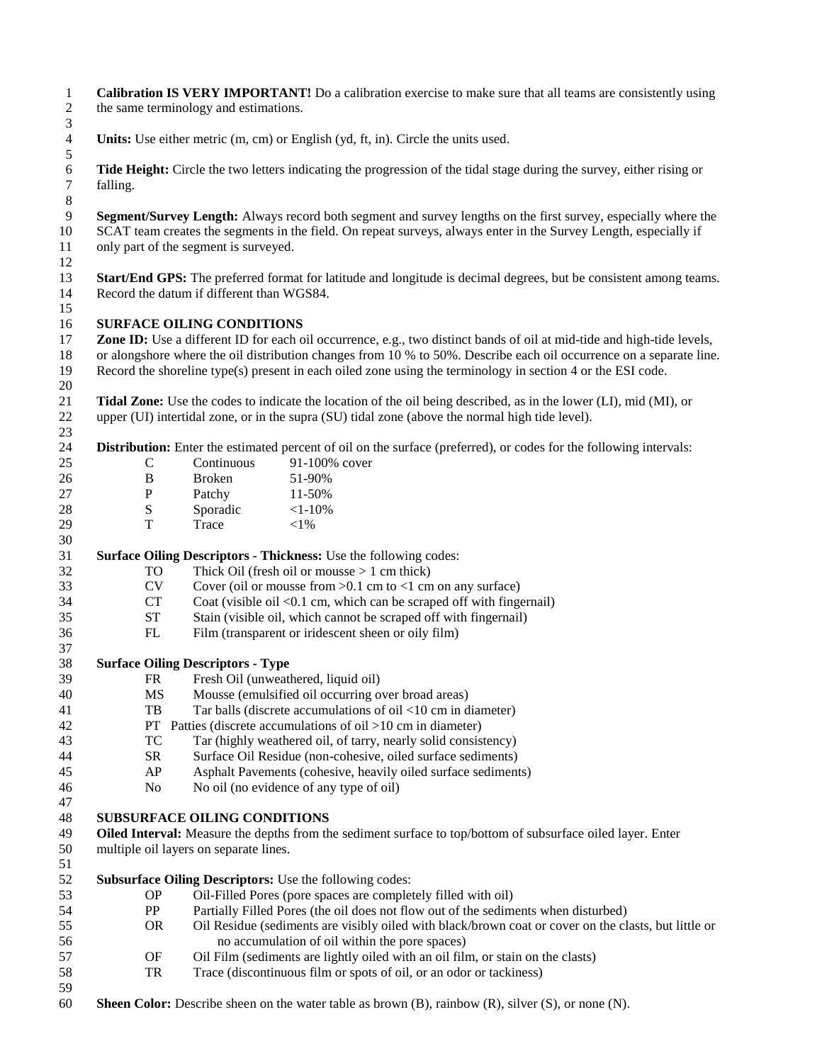**Calibration IS VERY IMPORTANT!** Do a calibration exercise to make sure that all teams are consistently using the same terminology and estimations.

**Units:** Use either metric (m, cm) or English (yd, ft, in). Circle the units used.

**Tide Height:** Circle the two letters indicating the progression of the tidal stage during the survey, either rising or falling.

**Segment/Survey Length:** Always record both segment and survey lengths on the first survey, especially where the SCAT team creates the segments in the field. On repeat surveys, always enter in the Survey Length, especially if only part of the segment is surveyed.

**Start/End GPS:** The preferred format for latitude and longitude is decimal degrees, but be consistent among teams. Record the datum if different than WGS84.

**SURFACE OILING CONDITIONS**

**Zone ID:** Use a different ID for each oil occurrence, e.g., two distinct bands of oil at mid-tide and high-tide levels, or alongshore where the oil distribution changes from 10 % to 50%. Describe each oil occurrence on a separate line. Record the shoreline type(s) present in each oiled zone using the terminology in section 4 or the ESI code.

**Tidal Zone:** Use the codes to indicate the location of the oil being described, as in the lower (LI), mid (MI), or upper (UI) intertidal zone, or in the supra (SU) tidal zone (above the normal high tide level).

**Distribution:** Enter the estimated percent of oil on the surface (preferred), or codes for the following intervals:

| | | |
|---|---|---|
| C | Continuous | 91-100% cover |
| B | Broken | 51-90% |
| P | Patchy | 11-50% |
| S | Sporadic | <1-10% |
| T | Trace | <1% |

**Surface Oiling Descriptors - Thickness:** Use the following codes:

- TO Thick Oil (fresh oil or mousse > 1 cm thick)
- CV Cover (oil or mousse from >0.1 cm to <1 cm on any surface)
- CT Coat (visible oil <0.1 cm, which can be scraped off with fingernail)
- ST Stain (visible oil, which cannot be scraped off with fingernail)
- FL Film (transparent or iridescent sheen or oily film)

**Surface Oiling Descriptors - Type**

- FR Fresh Oil (unweathered, liquid oil)
- MS Mousse (emulsified oil occurring over broad areas)
- TB Tar balls (discrete accumulations of oil <10 cm in diameter)
- PT Patties (discrete accumulations of oil >10 cm in diameter)
- TC Tar (highly weathered oil, of tarry, nearly solid consistency)
- SR Surface Oil Residue (non-cohesive, oiled surface sediments)
- AP Asphalt Pavements (cohesive, heavily oiled surface sediments)
- No No oil (no evidence of any type of oil)

**SUBSURFACE OILING CONDITIONS**

**Oiled Interval:** Measure the depths from the sediment surface to top/bottom of subsurface oiled layer. Enter multiple oil layers on separate lines.

**Subsurface Oiling Descriptors:** Use the following codes:

- OP Oil-Filled Pores (pore spaces are completely filled with oil)
- PP Partially Filled Pores (the oil does not flow out of the sediments when disturbed)
- OR Oil Residue (sediments are visibly oiled with black/brown coat or cover on the clasts, but little or no accumulation of oil within the pore spaces)
- OF Oil Film (sediments are lightly oiled with an oil film, or stain on the clasts)
- TR Trace (discontinuous film or spots of oil, or an odor or tackiness)

**Sheen Color:** Describe sheen on the water table as brown (B), rainbow (R), silver (S), or none (N).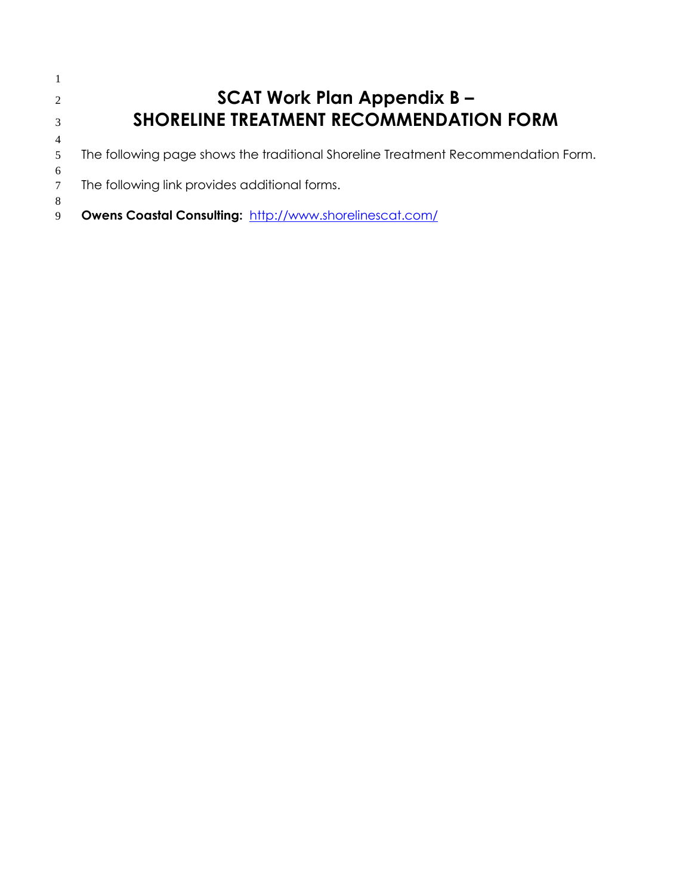# SCAT Work Plan Appendix B – SHORELINE TREATMENT RECOMMENDATION FORM

The following page shows the traditional Shoreline Treatment Recommendation Form.

The following link provides additional forms.

**Owens Coastal Consulting:** [http://www.shorelinescat.com/](http://www.shorelinescat.com/)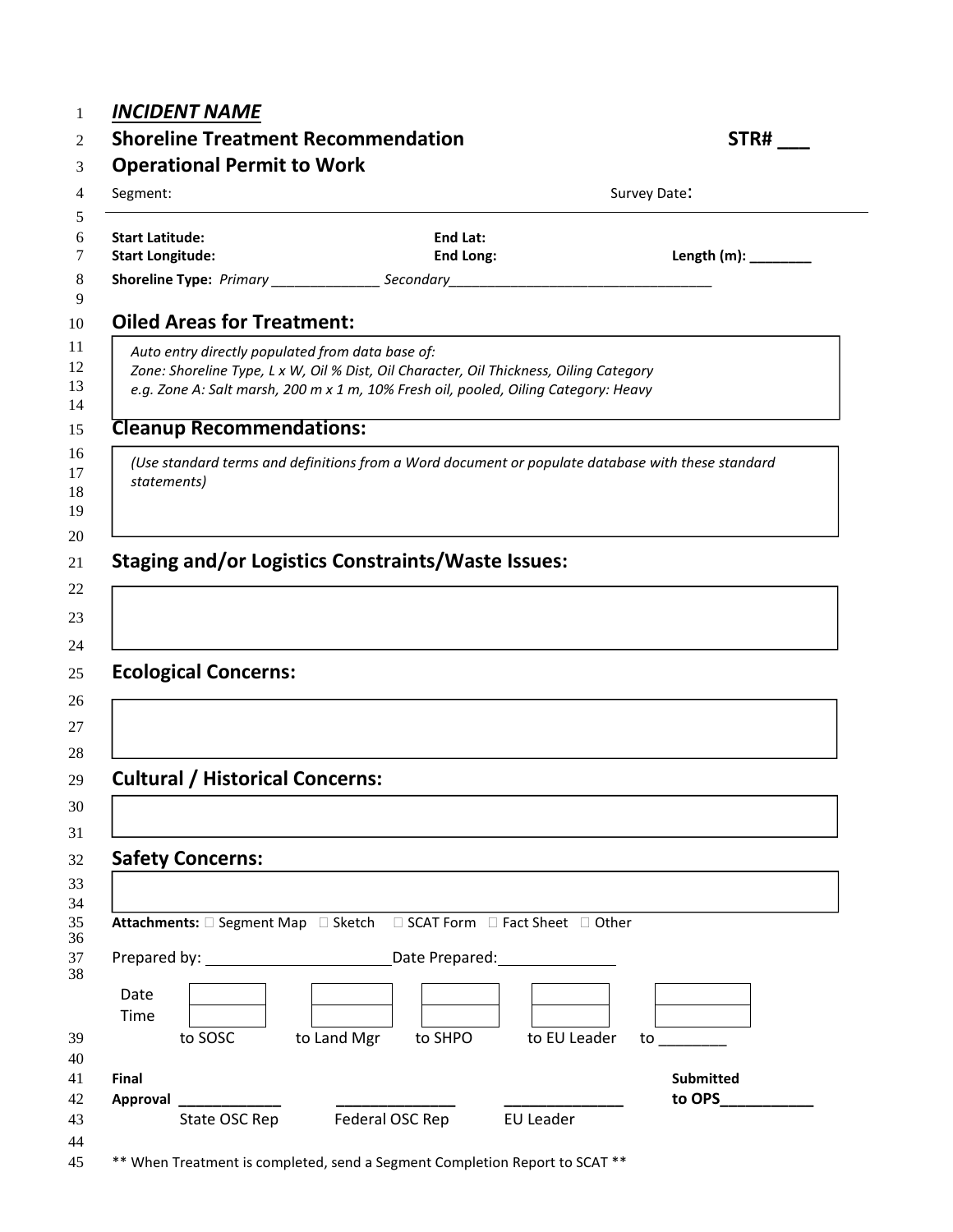***INCIDENT NAME***

## Shoreline Treatment Recommendation

**STR# ___**

## Operational Permit to Work

Segment: Survey Date:

**Start Latitude:** **End Lat:**

**Start Longitude:** **End Long:** **Length (m): ________**

**Shoreline Type:** *Primary ______________ Secondary__________________________________*

## Oiled Areas for Treatment:

*Auto entry directly populated from data base of:*
*Zone: Shoreline Type, L x W, Oil % Dist, Oil Character, Oil Thickness, Oiling Category*
*e.g. Zone A: Salt marsh, 200 m x 1 m, 10% Fresh oil, pooled, Oiling Category: Heavy*

## Cleanup Recommendations:

*(Use standard terms and definitions from a Word document or populate database with these standard statements)*

## Staging and/or Logistics Constraints/Waste Issues:

## Ecological Concerns:

## Cultural / Historical Concerns:

## Safety Concerns:

**Attachments:** ☐ Segment Map ☐ Sketch ☐ SCAT Form ☐ Fact Sheet ☐ Other

Prepared by: ______________________ Date Prepared: ______________

| | to SOSC | to Land Mgr | to SHPO | to EU Leader | to ________ |
|---|---|---|---|---|---|
| Date | | | | | |
| Time | | | | | |

**Final Approval** ____________ ______________ ______________ **Submitted to OPS___________**

State OSC Rep Federal OSC Rep EU Leader

** When Treatment is completed, send a Segment Completion Report to SCAT **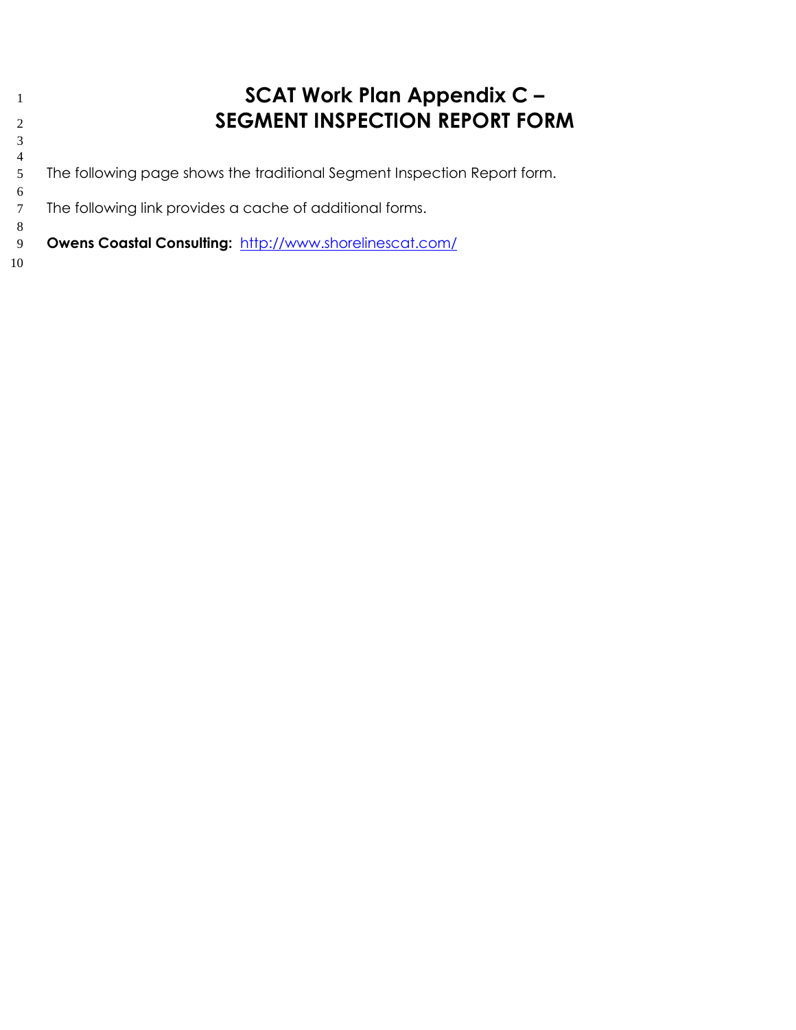# SCAT Work Plan Appendix C – SEGMENT INSPECTION REPORT FORM

The following page shows the traditional Segment Inspection Report form.

The following link provides a cache of additional forms.

**Owens Coastal Consulting:** [http://www.shorelinescat.com/](http://www.shorelinescat.com/)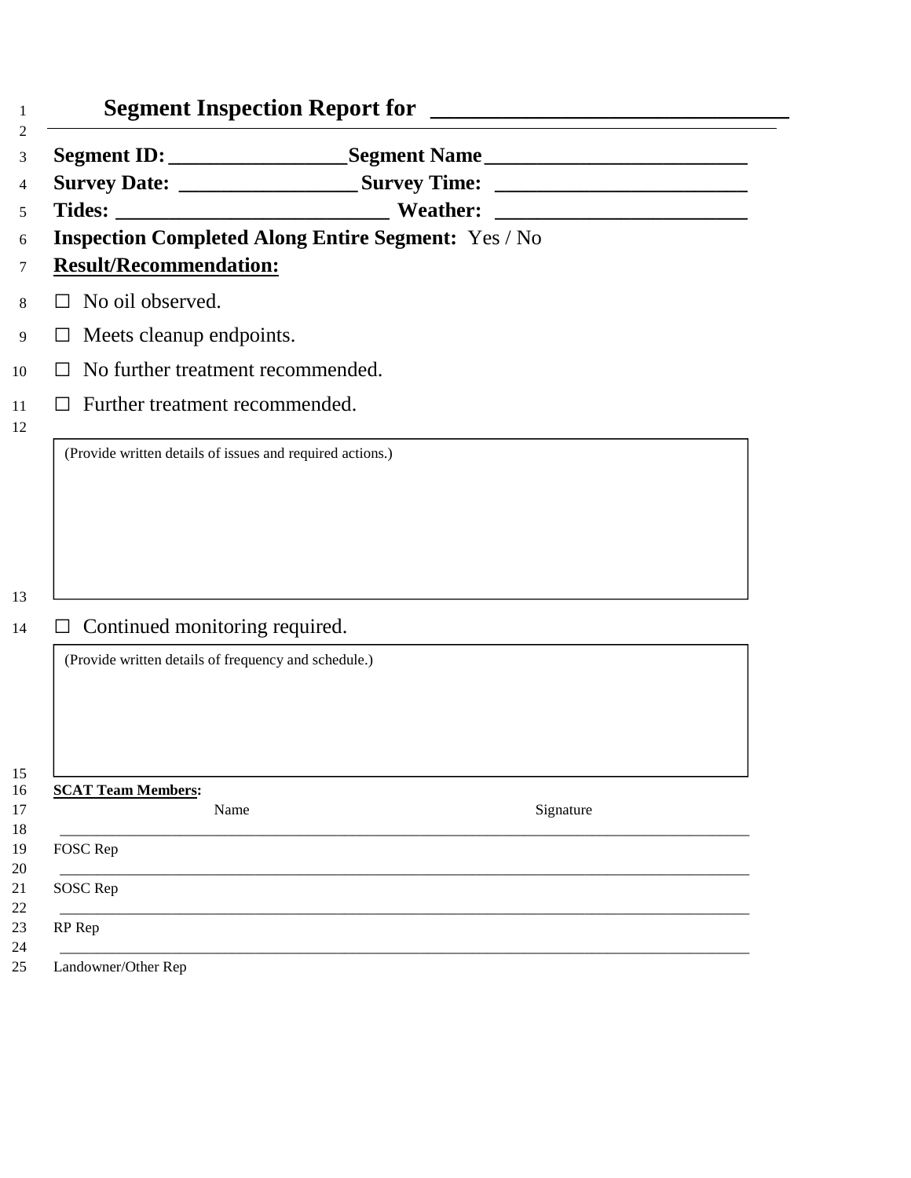# Segment Inspection Report for ______________________________

**Segment ID:** ________________ **Segment Name** ________________________

**Survey Date:** ________________ **Survey Time:** ________________________

**Tides:** _________________________ **Weather:** ________________________

**Inspection Completed Along Entire Segment:** Yes / No

**Result/Recommendation:**

☐ No oil observed.

☐ Meets cleanup endpoints.

☐ No further treatment recommended.

☐ Further treatment recommended.

| (Provide written details of issues and required actions.) |
|---|
| |

☐ Continued monitoring required.

| (Provide written details of frequency and schedule.) |
|---|
| |

**SCAT Team Members:**

| | Name | Signature |
|---|---|---|
| FOSC Rep | | |
| SOSC Rep | | |
| RP Rep | | |
| Landowner/Other Rep | | |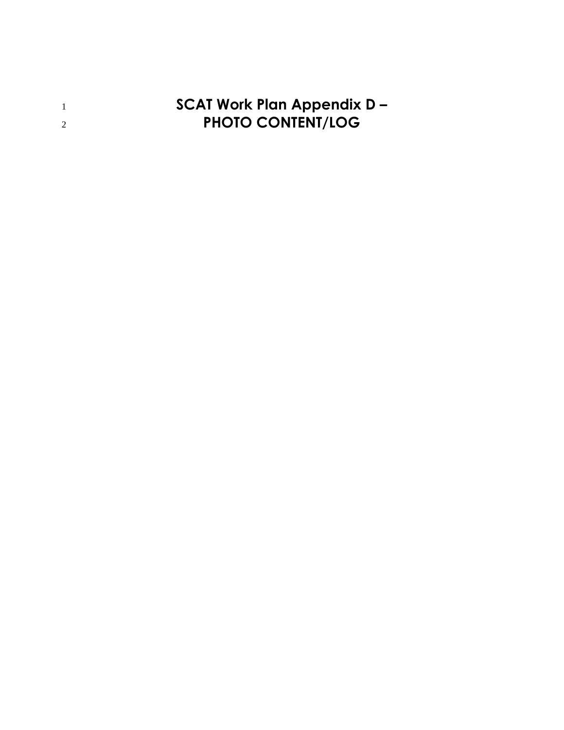# SCAT Work Plan Appendix D – PHOTO CONTENT/LOG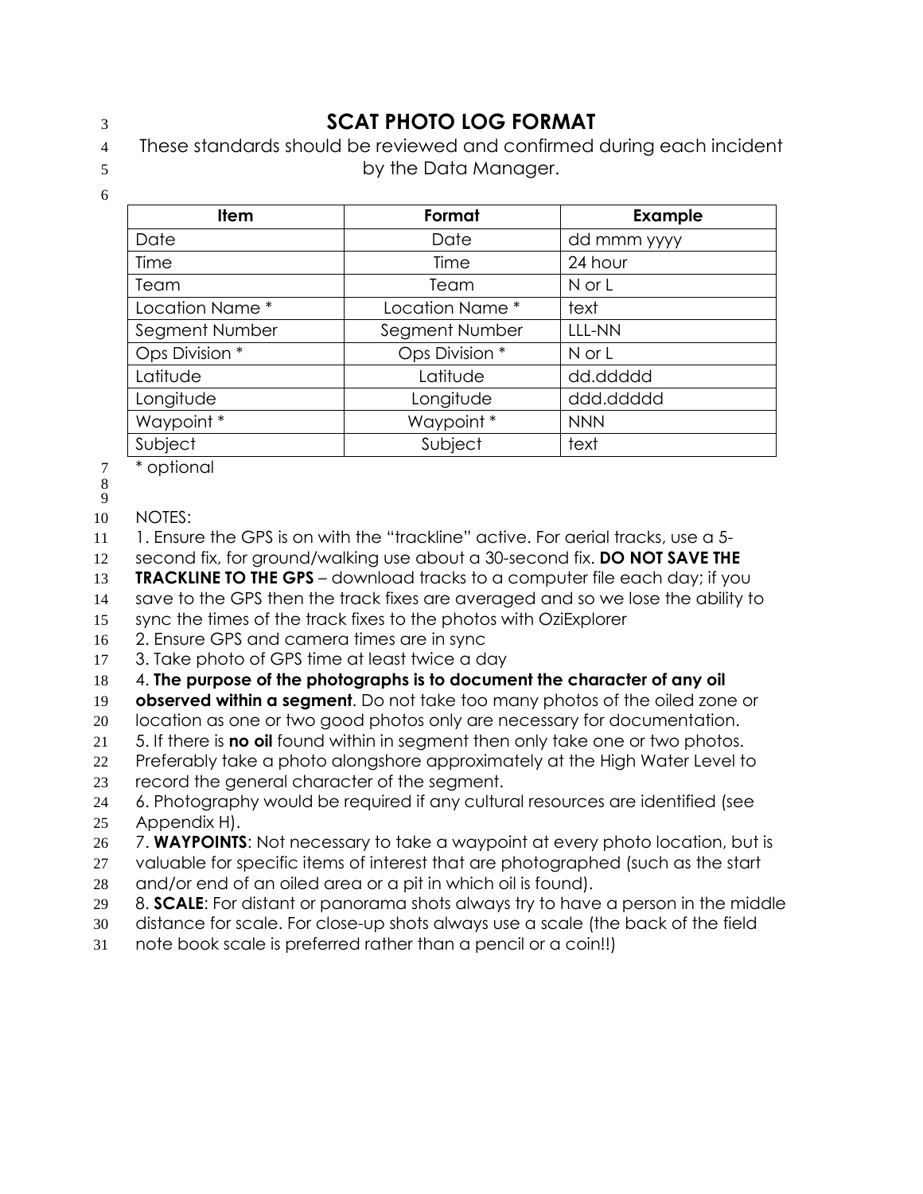# SCAT PHOTO LOG FORMAT

These standards should be reviewed and confirmed during each incident by the Data Manager.

| Item | Format | Example |
|---|---|---|
| Date | Date | dd mmm yyyy |
| Time | Time | 24 hour |
| Team | Team | N or L |
| Location Name * | Location Name * | text |
| Segment Number | Segment Number | LLL-NN |
| Ops Division * | Ops Division * | N or L |
| Latitude | Latitude | dd.ddddd |
| Longitude | Longitude | ddd.ddddd |
| Waypoint * | Waypoint * | NNN |
| Subject | Subject | text |

* optional

NOTES:

1. Ensure the GPS is on with the "trackline" active. For aerial tracks, use a 5-second fix, for ground/walking use about a 30-second fix. **DO NOT SAVE THE TRACKLINE TO THE GPS** – download tracks to a computer file each day; if you save to the GPS then the track fixes are averaged and so we lose the ability to sync the times of the track fixes to the photos with OziExplorer
2. Ensure GPS and camera times are in sync
3. Take photo of GPS time at least twice a day
4. **The purpose of the photographs is to document the character of any oil observed within a segment**. Do not take too many photos of the oiled zone or location as one or two good photos only are necessary for documentation.
5. If there is **no oil** found within in segment then only take one or two photos. Preferably take a photo alongshore approximately at the High Water Level to record the general character of the segment.
6. Photography would be required if any cultural resources are identified (see Appendix H).
7. **WAYPOINTS**: Not necessary to take a waypoint at every photo location, but is valuable for specific items of interest that are photographed (such as the start and/or end of an oiled area or a pit in which oil is found).
8. **SCALE**: For distant or panorama shots always try to have a person in the middle distance for scale. For close-up shots always use a scale (the back of the field note book scale is preferred rather than a pencil or a coin!!)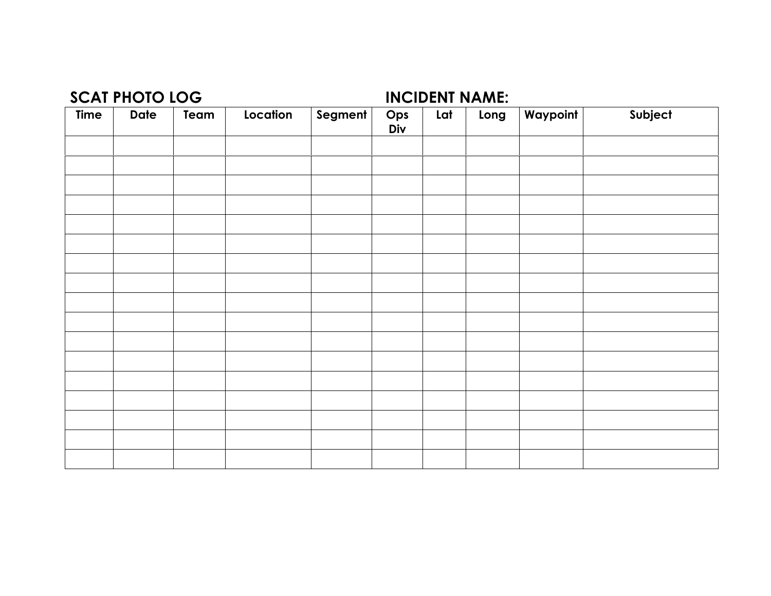**SCAT PHOTO LOG** **INCIDENT NAME:**

| Time | Date | Team | Location | Segment | Ops Div | Lat | Long | Waypoint | Subject |
|---|---|---|---|---|---|---|---|---|---|
| | | | | | | | | | |
| | | | | | | | | | |
| | | | | | | | | | |
| | | | | | | | | | |
| | | | | | | | | | |
| | | | | | | | | | |
| | | | | | | | | | |
| | | | | | | | | | |
| | | | | | | | | | |
| | | | | | | | | | |
| | | | | | | | | | |
| | | | | | | | | | |
| | | | | | | | | | |
| | | | | | | | | | |
| | | | | | | | | | |
| | | | | | | | | | |
| | | | | | | | | | |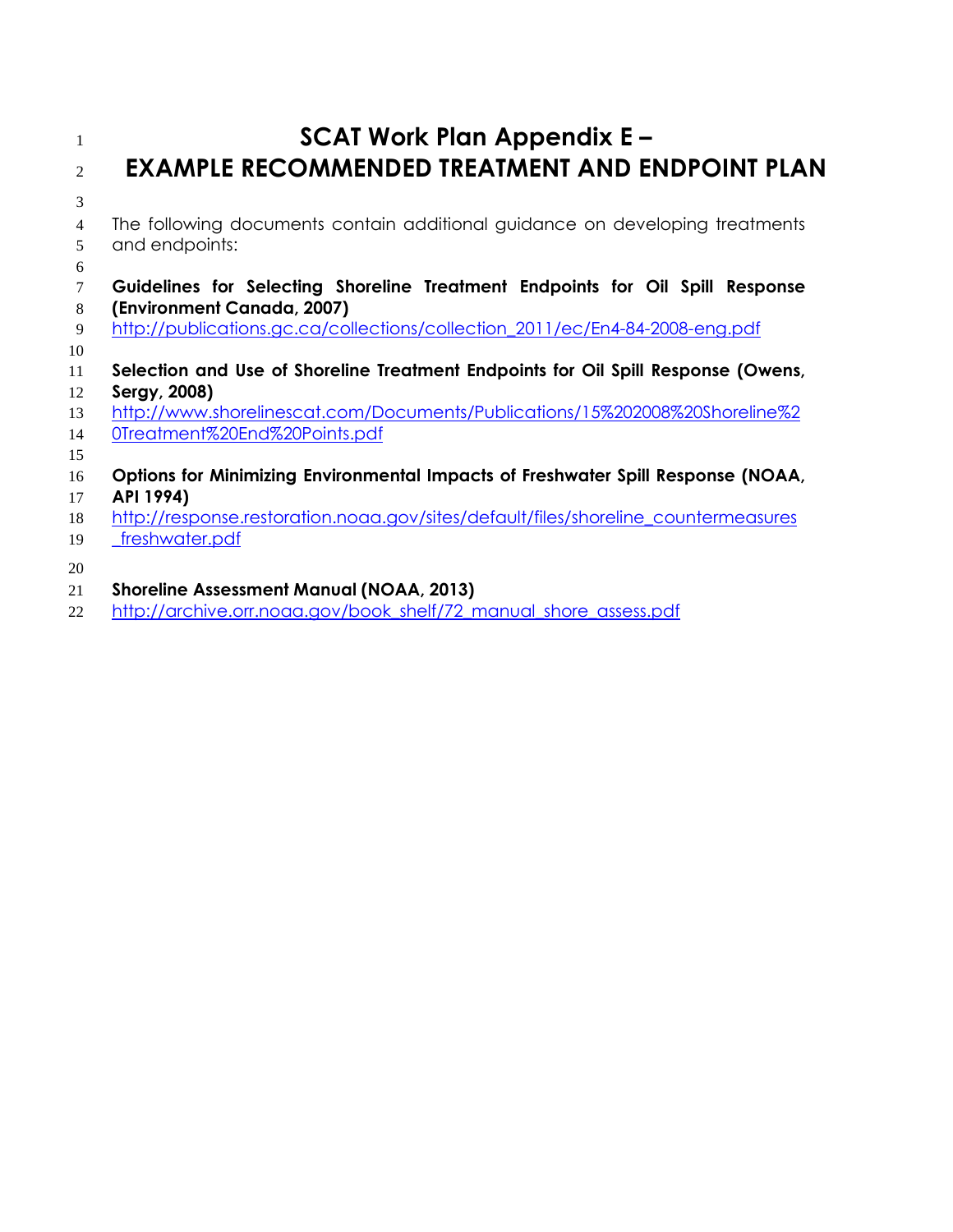# SCAT Work Plan Appendix E – EXAMPLE RECOMMENDED TREATMENT AND ENDPOINT PLAN

The following documents contain additional guidance on developing treatments and endpoints:

**Guidelines for Selecting Shoreline Treatment Endpoints for Oil Spill Response (Environment Canada, 2007)**
http://publications.gc.ca/collections/collection_2011/ec/En4-84-2008-eng.pdf

**Selection and Use of Shoreline Treatment Endpoints for Oil Spill Response (Owens, Sergy, 2008)**
http://www.shorelinescat.com/Documents/Publications/15%202008%20Shoreline%20Treatment%20End%20Points.pdf

**Options for Minimizing Environmental Impacts of Freshwater Spill Response (NOAA, API 1994)**
http://response.restoration.noaa.gov/sites/default/files/shoreline_countermeasures_freshwater.pdf

**Shoreline Assessment Manual (NOAA, 2013)**
http://archive.orr.noaa.gov/book_shelf/72_manual_shore_assess.pdf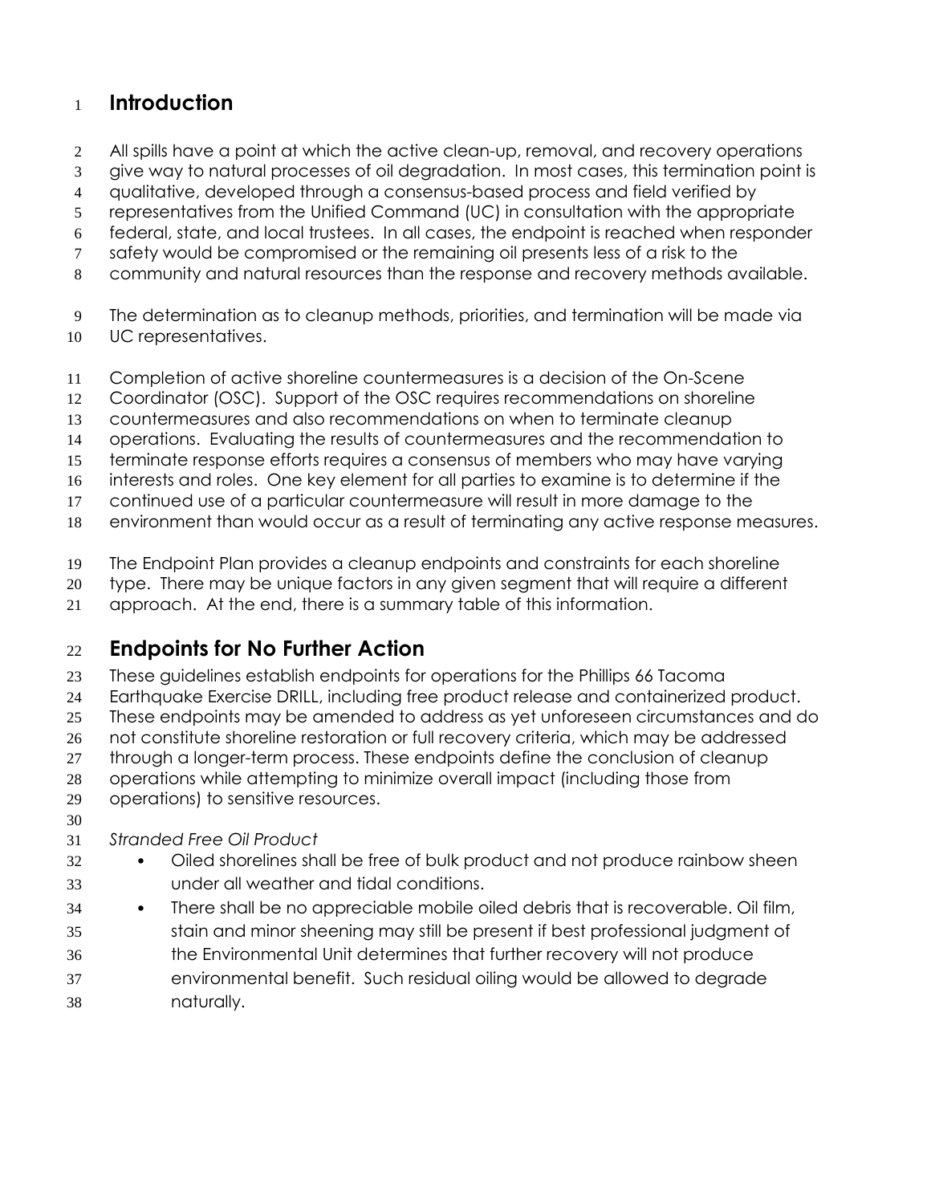# Introduction

All spills have a point at which the active clean-up, removal, and recovery operations give way to natural processes of oil degradation. In most cases, this termination point is qualitative, developed through a consensus-based process and field verified by representatives from the Unified Command (UC) in consultation with the appropriate federal, state, and local trustees. In all cases, the endpoint is reached when responder safety would be compromised or the remaining oil presents less of a risk to the community and natural resources than the response and recovery methods available.

The determination as to cleanup methods, priorities, and termination will be made via UC representatives.

Completion of active shoreline countermeasures is a decision of the On-Scene Coordinator (OSC). Support of the OSC requires recommendations on shoreline countermeasures and also recommendations on when to terminate cleanup operations. Evaluating the results of countermeasures and the recommendation to terminate response efforts requires a consensus of members who may have varying interests and roles. One key element for all parties to examine is to determine if the continued use of a particular countermeasure will result in more damage to the environment than would occur as a result of terminating any active response measures.

The Endpoint Plan provides a cleanup endpoints and constraints for each shoreline type. There may be unique factors in any given segment that will require a different approach. At the end, there is a summary table of this information.

# Endpoints for No Further Action

These guidelines establish endpoints for operations for the Phillips 66 Tacoma Earthquake Exercise DRILL, including free product release and containerized product. These endpoints may be amended to address as yet unforeseen circumstances and do not constitute shoreline restoration or full recovery criteria, which may be addressed through a longer-term process. These endpoints define the conclusion of cleanup operations while attempting to minimize overall impact (including those from operations) to sensitive resources.

*Stranded Free Oil Product*

- Oiled shorelines shall be free of bulk product and not produce rainbow sheen under all weather and tidal conditions.
- There shall be no appreciable mobile oiled debris that is recoverable. Oil film, stain and minor sheening may still be present if best professional judgment of the Environmental Unit determines that further recovery will not produce environmental benefit. Such residual oiling would be allowed to degrade naturally.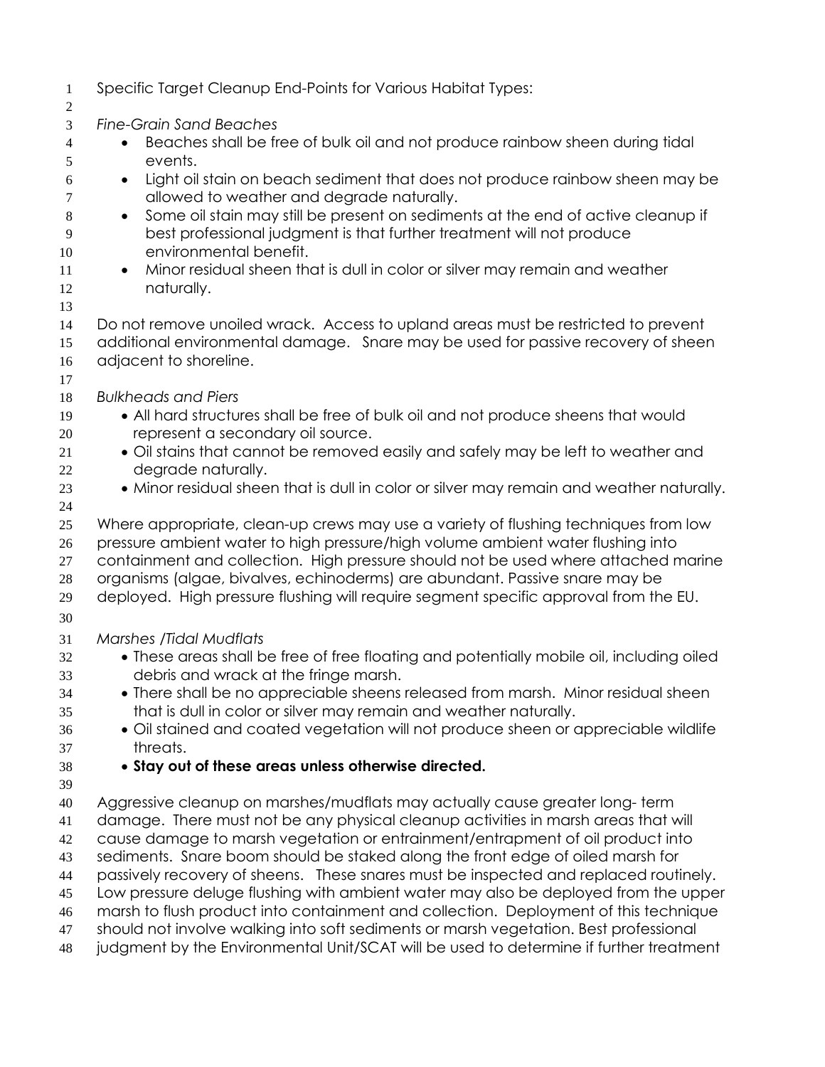Specific Target Cleanup End-Points for Various Habitat Types:

*Fine-Grain Sand Beaches*

- Beaches shall be free of bulk oil and not produce rainbow sheen during tidal events.
- Light oil stain on beach sediment that does not produce rainbow sheen may be allowed to weather and degrade naturally.
- Some oil stain may still be present on sediments at the end of active cleanup if best professional judgment is that further treatment will not produce environmental benefit.
- Minor residual sheen that is dull in color or silver may remain and weather naturally.

Do not remove unoiled wrack. Access to upland areas must be restricted to prevent additional environmental damage. Snare may be used for passive recovery of sheen adjacent to shoreline.

*Bulkheads and Piers*

- All hard structures shall be free of bulk oil and not produce sheens that would represent a secondary oil source.
- Oil stains that cannot be removed easily and safely may be left to weather and degrade naturally.
- Minor residual sheen that is dull in color or silver may remain and weather naturally.

Where appropriate, clean-up crews may use a variety of flushing techniques from low pressure ambient water to high pressure/high volume ambient water flushing into containment and collection. High pressure should not be used where attached marine organisms (algae, bivalves, echinoderms) are abundant. Passive snare may be deployed. High pressure flushing will require segment specific approval from the EU.

*Marshes /Tidal Mudflats*

- These areas shall be free of free floating and potentially mobile oil, including oiled debris and wrack at the fringe marsh.
- There shall be no appreciable sheens released from marsh. Minor residual sheen that is dull in color or silver may remain and weather naturally.
- Oil stained and coated vegetation will not produce sheen or appreciable wildlife threats.
- **Stay out of these areas unless otherwise directed.**

Aggressive cleanup on marshes/mudflats may actually cause greater long- term damage. There must not be any physical cleanup activities in marsh areas that will cause damage to marsh vegetation or entrainment/entrapment of oil product into sediments. Snare boom should be staked along the front edge of oiled marsh for passively recovery of sheens. These snares must be inspected and replaced routinely. Low pressure deluge flushing with ambient water may also be deployed from the upper marsh to flush product into containment and collection. Deployment of this technique should not involve walking into soft sediments or marsh vegetation. Best professional judgment by the Environmental Unit/SCAT will be used to determine if further treatment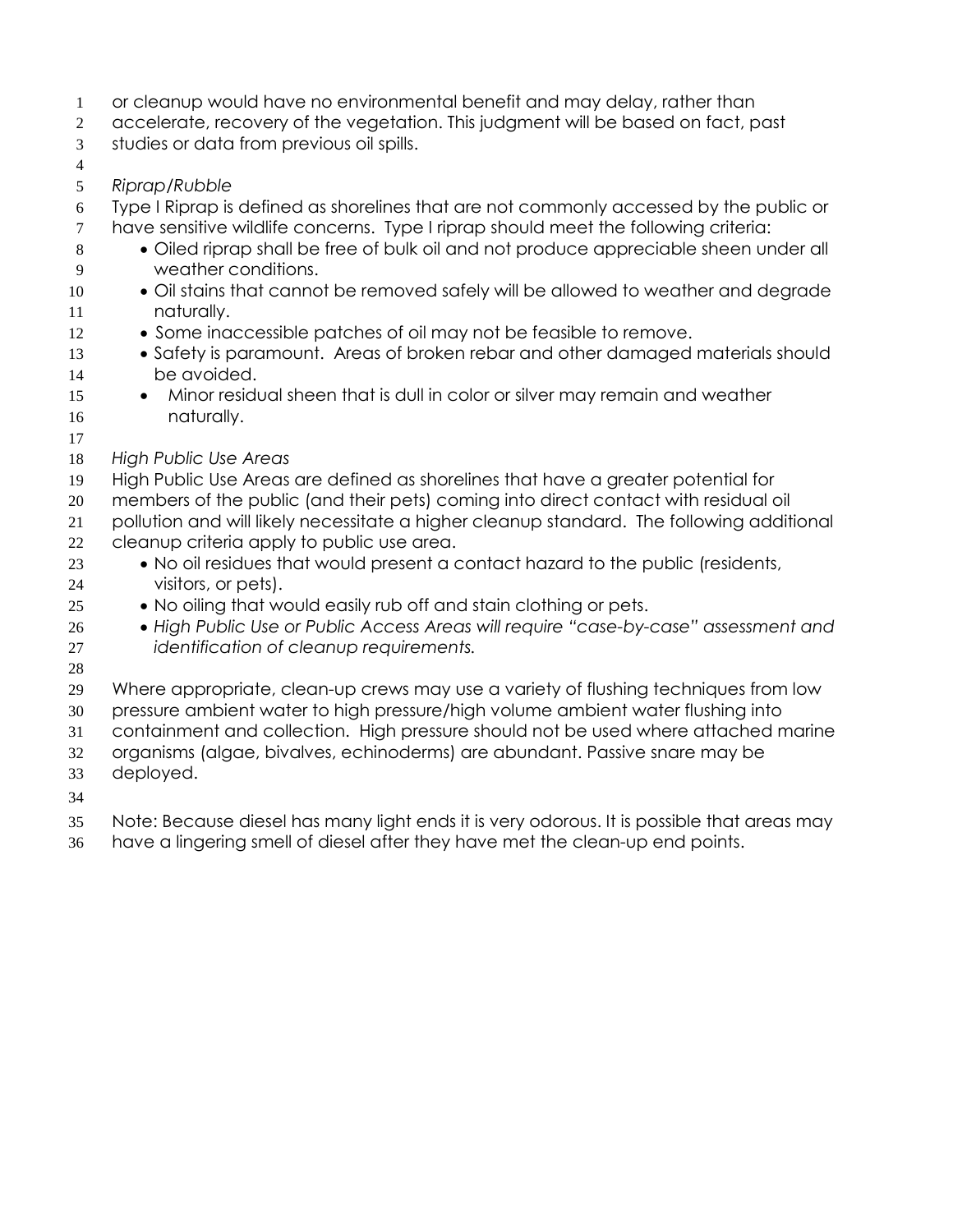or cleanup would have no environmental benefit and may delay, rather than accelerate, recovery of the vegetation. This judgment will be based on fact, past studies or data from previous oil spills.

*Riprap/Rubble*

Type I Riprap is defined as shorelines that are not commonly accessed by the public or have sensitive wildlife concerns. Type I riprap should meet the following criteria:

- Oiled riprap shall be free of bulk oil and not produce appreciable sheen under all weather conditions.
- Oil stains that cannot be removed safely will be allowed to weather and degrade naturally.
- Some inaccessible patches of oil may not be feasible to remove.
- Safety is paramount. Areas of broken rebar and other damaged materials should be avoided.
- Minor residual sheen that is dull in color or silver may remain and weather naturally.

*High Public Use Areas*

High Public Use Areas are defined as shorelines that have a greater potential for members of the public (and their pets) coming into direct contact with residual oil pollution and will likely necessitate a higher cleanup standard. The following additional cleanup criteria apply to public use area.

- No oil residues that would present a contact hazard to the public (residents, visitors, or pets).
- No oiling that would easily rub off and stain clothing or pets.
- *High Public Use or Public Access Areas will require "case-by-case" assessment and identification of cleanup requirements.*

Where appropriate, clean-up crews may use a variety of flushing techniques from low pressure ambient water to high pressure/high volume ambient water flushing into containment and collection. High pressure should not be used where attached marine organisms (algae, bivalves, echinoderms) are abundant. Passive snare may be deployed.

Note: Because diesel has many light ends it is very odorous. It is possible that areas may have a lingering smell of diesel after they have met the clean-up end points.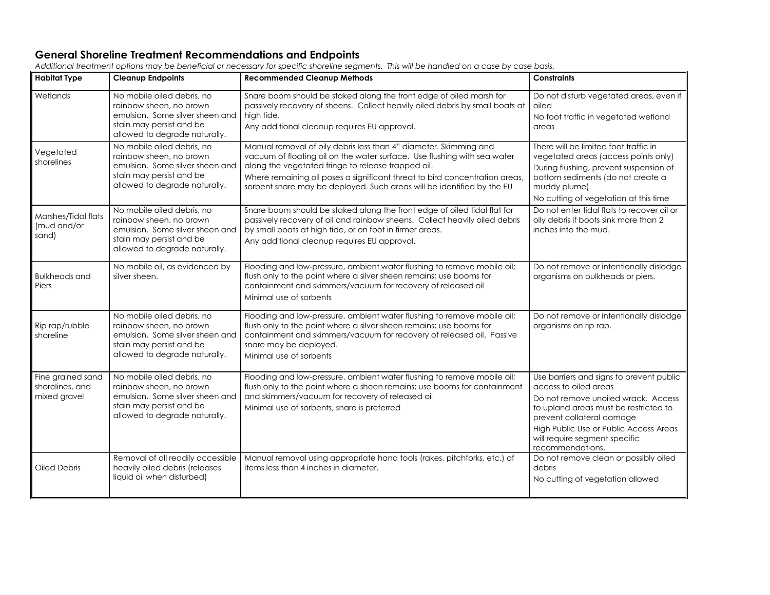## General Shoreline Treatment Recommendations and Endpoints

*Additional treatment options may be beneficial or necessary for specific shoreline segments. This will be handled on a case by case basis.*

| Habitat Type | Cleanup Endpoints | Recommended Cleanup Methods | Constraints |
|---|---|---|---|
| Wetlands | No mobile oiled debris, no rainbow sheen, no brown emulsion. Some silver sheen and stain may persist and be allowed to degrade naturally. | Snare boom should be staked along the front edge of oiled marsh for passively recovery of sheens. Collect heavily oiled debris by small boats at high tide.<br>Any additional cleanup requires EU approval. | Do not disturb vegetated areas, even if oiled<br>No foot traffic in vegetated wetland areas |
| Vegetated shorelines | No mobile oiled debris, no rainbow sheen, no brown emulsion. Some silver sheen and stain may persist and be allowed to degrade naturally. | Manual removal of oily debris less than 4" diameter. Skimming and vacuum of floating oil on the water surface. Use flushing with sea water along the vegetated fringe to release trapped oil.<br>Where remaining oil poses a significant threat to bird concentration areas, sorbent snare may be deployed. Such areas will be identified by the EU | There will be limited foot traffic in vegetated areas (access points only)<br>During flushing, prevent suspension of bottom sediments (do not create a muddy plume)<br>No cutting of vegetation at this time |
| Marshes/Tidal flats (mud and/or sand) | No mobile oiled debris, no rainbow sheen, no brown emulsion. Some silver sheen and stain may persist and be allowed to degrade naturally. | Snare boom should be staked along the front edge of oiled tidal flat for passively recovery of oil and rainbow sheens. Collect heavily oiled debris by small boats at high tide, or on foot in firmer areas.<br>Any additional cleanup requires EU approval. | Do not enter tidal flats to recover oil or oily debris if boots sink more than 2 inches into the mud. |
| Bulkheads and Piers | No mobile oil, as evidenced by silver sheen. | Flooding and low-pressure, ambient water flushing to remove mobile oil; flush only to the point where a silver sheen remains; use booms for containment and skimmers/vacuum for recovery of released oil<br>Minimal use of sorbents | Do not remove or intentionally dislodge organisms on bulkheads or piers. |
| Rip rap/rubble shoreline | No mobile oiled debris, no rainbow sheen, no brown emulsion. Some silver sheen and stain may persist and be allowed to degrade naturally. | Flooding and low-pressure, ambient water flushing to remove mobile oil; flush only to the point where a silver sheen remains; use booms for containment and skimmers/vacuum for recovery of released oil. Passive snare may be deployed.<br>Minimal use of sorbents | Do not remove or intentionally dislodge organisms on rip rap. |
| Fine grained sand shorelines, and mixed gravel | No mobile oiled debris, no rainbow sheen, no brown emulsion. Some silver sheen and stain may persist and be allowed to degrade naturally. | Flooding and low-pressure, ambient water flushing to remove mobile oil; flush only to the point where a sheen remains; use booms for containment and skimmers/vacuum for recovery of released oil<br>Minimal use of sorbents, snare is preferred | Use barriers and signs to prevent public access to oiled areas<br>Do not remove unoiled wrack. Access to upland areas must be restricted to prevent collateral damage<br>High Public Use or Public Access Areas will require segment specific recommendations. |
| Oiled Debris | Removal of all readily accessible heavily oiled debris (releases liquid oil when disturbed) | Manual removal using appropriate hand tools (rakes, pitchforks, etc.) of items less than 4 inches in diameter. | Do not remove clean or possibly oiled debris<br>No cutting of vegetation allowed |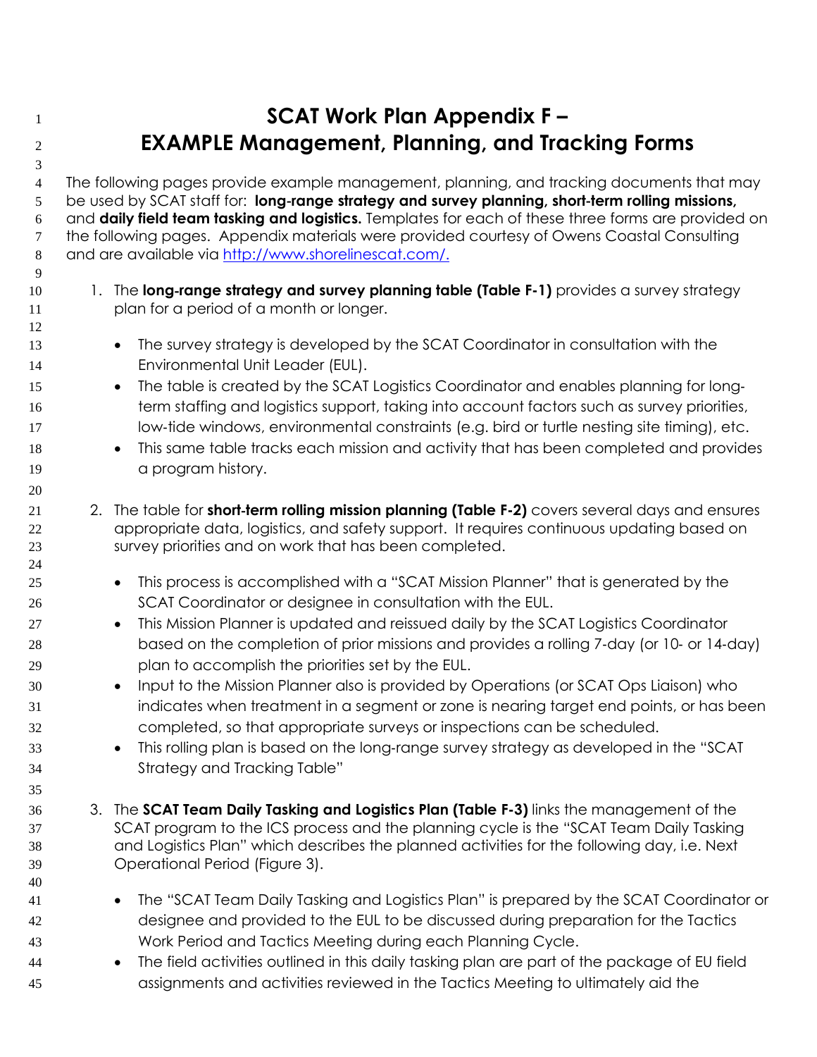# SCAT Work Plan Appendix F – EXAMPLE Management, Planning, and Tracking Forms

The following pages provide example management, planning, and tracking documents that may be used by SCAT staff for: **long-range strategy and survey planning, short-term rolling missions,** and **daily field team tasking and logistics.** Templates for each of these three forms are provided on the following pages. Appendix materials were provided courtesy of Owens Coastal Consulting and are available via [http://www.shorelinescat.com/.](http://www.shorelinescat.com/)

1. The **long-range strategy and survey planning table (Table F-1)** provides a survey strategy plan for a period of a month or longer.

   - The survey strategy is developed by the SCAT Coordinator in consultation with the Environmental Unit Leader (EUL).
   - The table is created by the SCAT Logistics Coordinator and enables planning for long-term staffing and logistics support, taking into account factors such as survey priorities, low-tide windows, environmental constraints (e.g. bird or turtle nesting site timing), etc.
   - This same table tracks each mission and activity that has been completed and provides a program history.

2. The table for **short-term rolling mission planning (Table F-2)** covers several days and ensures appropriate data, logistics, and safety support. It requires continuous updating based on survey priorities and on work that has been completed.

   - This process is accomplished with a "SCAT Mission Planner" that is generated by the SCAT Coordinator or designee in consultation with the EUL.
   - This Mission Planner is updated and reissued daily by the SCAT Logistics Coordinator based on the completion of prior missions and provides a rolling 7-day (or 10- or 14-day) plan to accomplish the priorities set by the EUL.
   - Input to the Mission Planner also is provided by Operations (or SCAT Ops Liaison) who indicates when treatment in a segment or zone is nearing target end points, or has been completed, so that appropriate surveys or inspections can be scheduled.
   - This rolling plan is based on the long-range survey strategy as developed in the "SCAT Strategy and Tracking Table"

3. The **SCAT Team Daily Tasking and Logistics Plan (Table F-3)** links the management of the SCAT program to the ICS process and the planning cycle is the "SCAT Team Daily Tasking and Logistics Plan" which describes the planned activities for the following day, i.e. Next Operational Period (Figure 3).

   - The "SCAT Team Daily Tasking and Logistics Plan" is prepared by the SCAT Coordinator or designee and provided to the EUL to be discussed during preparation for the Tactics Work Period and Tactics Meeting during each Planning Cycle.
   - The field activities outlined in this daily tasking plan are part of the package of EU field assignments and activities reviewed in the Tactics Meeting to ultimately aid the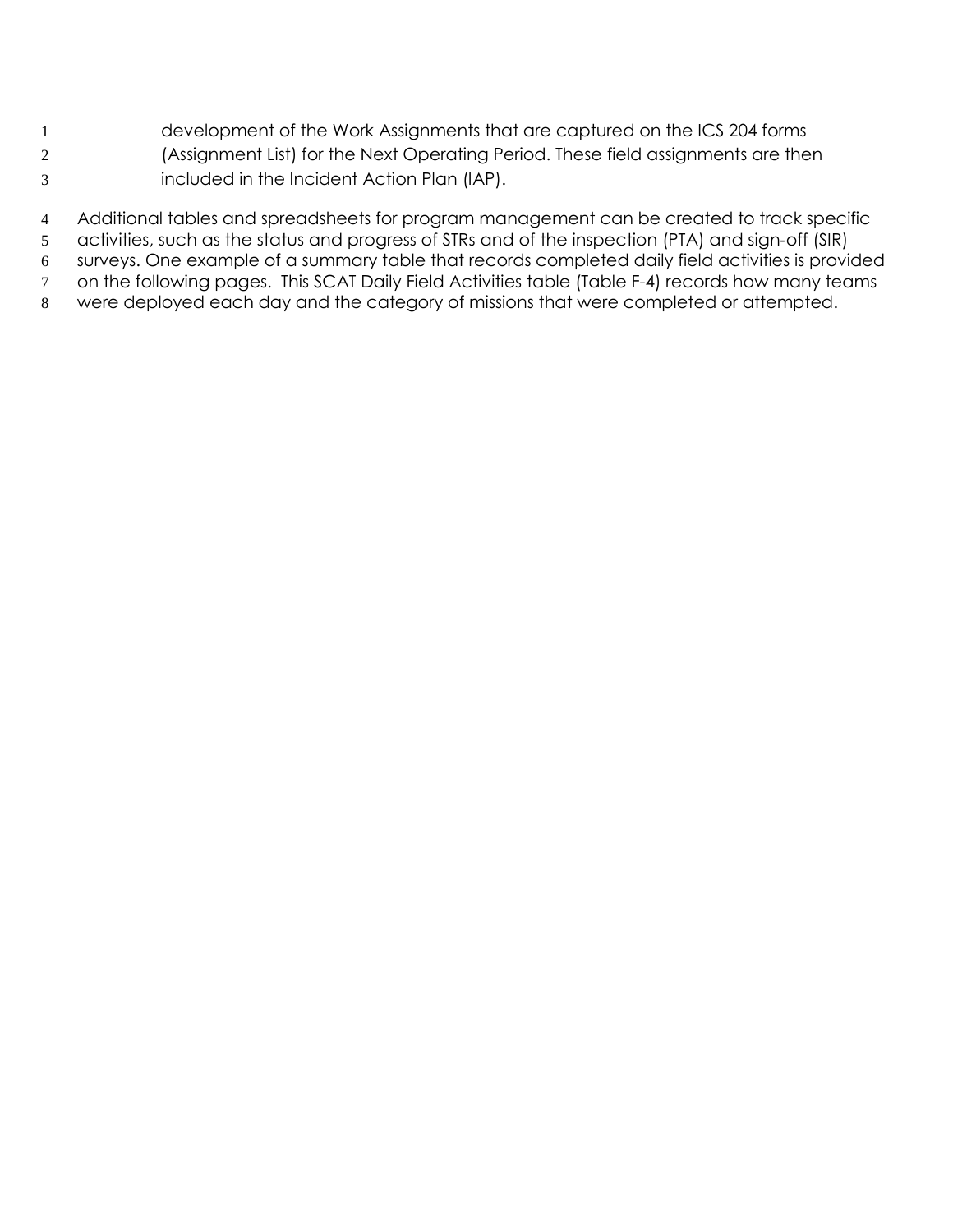development of the Work Assignments that are captured on the ICS 204 forms (Assignment List) for the Next Operating Period. These field assignments are then included in the Incident Action Plan (IAP).

Additional tables and spreadsheets for program management can be created to track specific activities, such as the status and progress of STRs and of the inspection (PTA) and sign-off (SIR) surveys. One example of a summary table that records completed daily field activities is provided on the following pages. This SCAT Daily Field Activities table (Table F-4) records how many teams were deployed each day and the category of missions that were completed or attempted.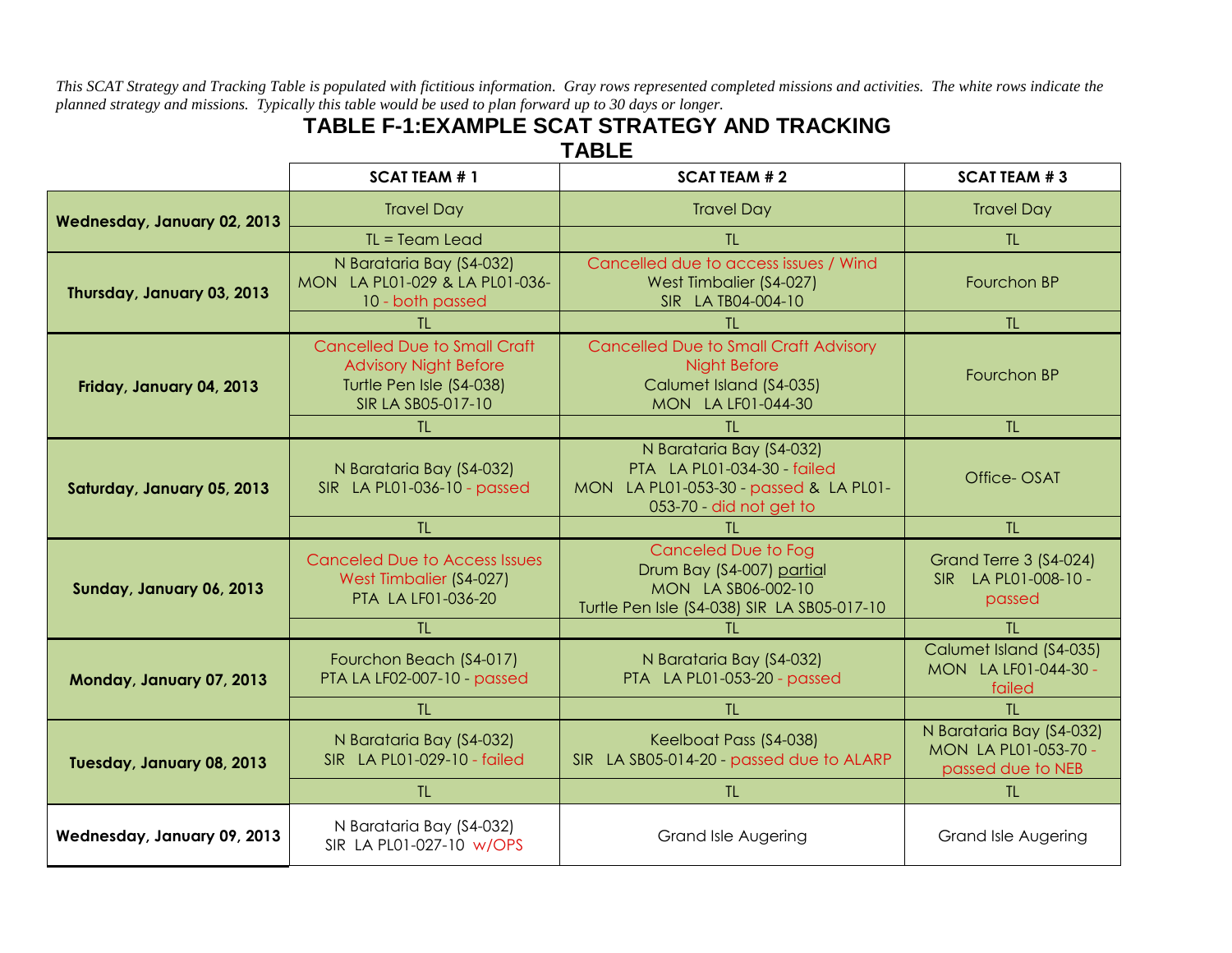*This SCAT Strategy and Tracking Table is populated with fictitious information. Gray rows represented completed missions and activities. The white rows indicate the planned strategy and missions. Typically this table would be used to plan forward up to 30 days or longer.*

## TABLE F-1:EXAMPLE SCAT STRATEGY AND TRACKING TABLE

| | SCAT TEAM # 1 | SCAT TEAM # 2 | SCAT TEAM # 3 |
|---|---|---|---|
| **Wednesday, January 02, 2013** | Travel Day | Travel Day | Travel Day |
| | TL = Team Lead | TL | TL |
| **Thursday, January 03, 2013** | N Barataria Bay (S4-032) MON LA PL01-029 & LA PL01-036-10 - both passed | Cancelled due to access issues / Wind West Timbalier (S4-027) SIR LA TB04-004-10 | Fourchon BP |
| | TL | TL | TL |
| **Friday, January 04, 2013** | Cancelled Due to Small Craft Advisory Night Before Turtle Pen Isle (S4-038) SIR LA SB05-017-10 | Cancelled Due to Small Craft Advisory Night Before Calumet Island (S4-035) MON LA LF01-044-30 | Fourchon BP |
| | TL | TL | TL |
| **Saturday, January 05, 2013** | N Barataria Bay (S4-032) SIR LA PL01-036-10 - passed | N Barataria Bay (S4-032) PTA LA PL01-034-30 - failed MON LA PL01-053-30 - passed & LA PL01-053-70 - did not get to | Office- OSAT |
| | TL | TL | TL |
| **Sunday, January 06, 2013** | Canceled Due to Access Issues West Timbalier (S4-027) PTA LA LF01-036-20 | Canceled Due to Fog Drum Bay (S4-007) partial MON LA SB06-002-10 Turtle Pen Isle (S4-038) SIR LA SB05-017-10 | Grand Terre 3 (S4-024) SIR LA PL01-008-10 - passed |
| | TL | TL | TL |
| **Monday, January 07, 2013** | Fourchon Beach (S4-017) PTA LA LF02-007-10 - passed | N Barataria Bay (S4-032) PTA LA PL01-053-20 - passed | Calumet Island (S4-035) MON LA LF01-044-30 - failed |
| | TL | TL | TL |
| **Tuesday, January 08, 2013** | N Barataria Bay (S4-032) SIR LA PL01-029-10 - failed | Keelboat Pass (S4-038) SIR LA SB05-014-20 - passed due to ALARP | N Barataria Bay (S4-032) MON LA PL01-053-70 - passed due to NEB |
| | TL | TL | TL |
| **Wednesday, January 09, 2013** | N Barataria Bay (S4-032) SIR LA PL01-027-10 w/OPS | Grand Isle Augering | Grand Isle Augering |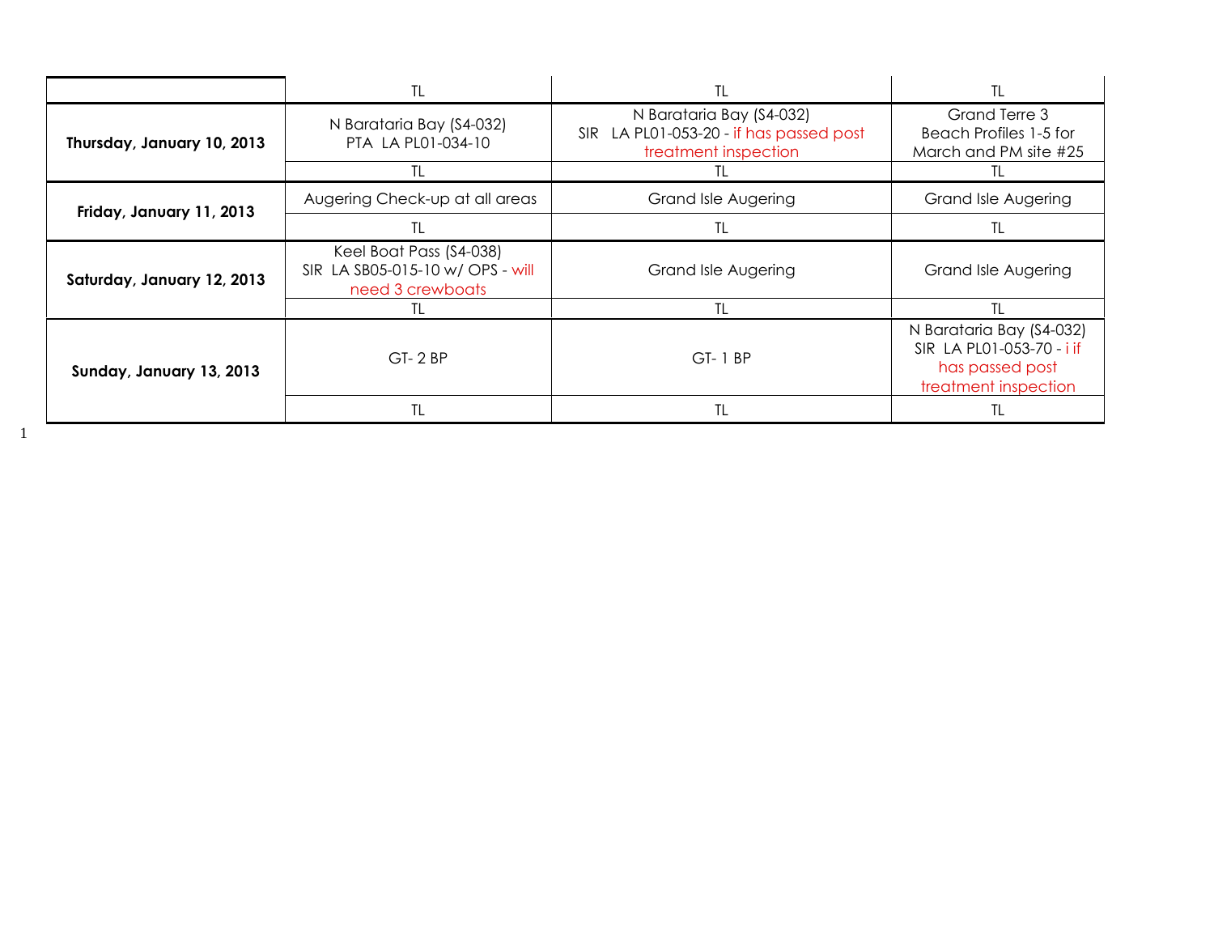| | TL | TL | TL |
|---|---|---|---|
| **Thursday, January 10, 2013** | N Barataria Bay (S4-032) PTA LA PL01-034-10 | N Barataria Bay (S4-032) SIR LA PL01-053-20 - if has passed post treatment inspection | Grand Terre 3 Beach Profiles 1-5 for March and PM site #25 |
| | TL | TL | TL |
| **Friday, January 11, 2013** | Augering Check-up at all areas | Grand Isle Augering | Grand Isle Augering |
| | TL | TL | TL |
| **Saturday, January 12, 2013** | Keel Boat Pass (S4-038) SIR LA SB05-015-10 w/ OPS - will need 3 crewboats | Grand Isle Augering | Grand Isle Augering |
| | TL | TL | TL |
| **Sunday, January 13, 2013** | GT- 2 BP | GT- 1 BP | N Barataria Bay (S4-032) SIR LA PL01-053-70 - i if has passed post treatment inspection |
| | TL | TL | TL |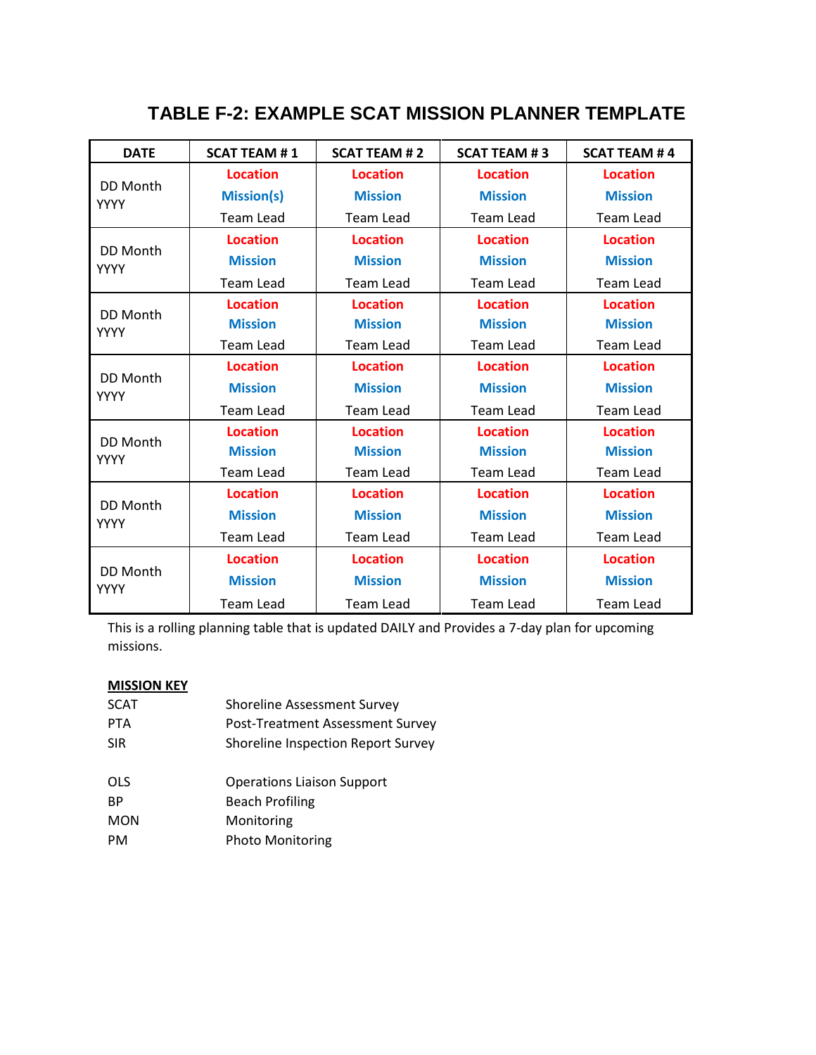# TABLE F-2: EXAMPLE SCAT MISSION PLANNER TEMPLATE

| DATE | SCAT TEAM # 1 | SCAT TEAM # 2 | SCAT TEAM # 3 | SCAT TEAM # 4 |
|---|---|---|---|---|
| DD Month YYYY | **Location**<br>**Mission(s)**<br>Team Lead | **Location**<br>**Mission**<br>Team Lead | **Location**<br>**Mission**<br>Team Lead | **Location**<br>**Mission**<br>Team Lead |
| DD Month YYYY | **Location**<br>**Mission**<br>Team Lead | **Location**<br>**Mission**<br>Team Lead | **Location**<br>**Mission**<br>Team Lead | **Location**<br>**Mission**<br>Team Lead |
| DD Month YYYY | **Location**<br>**Mission**<br>Team Lead | **Location**<br>**Mission**<br>Team Lead | **Location**<br>**Mission**<br>Team Lead | **Location**<br>**Mission**<br>Team Lead |
| DD Month YYYY | **Location**<br>**Mission**<br>Team Lead | **Location**<br>**Mission**<br>Team Lead | **Location**<br>**Mission**<br>Team Lead | **Location**<br>**Mission**<br>Team Lead |
| DD Month YYYY | **Location**<br>**Mission**<br>Team Lead | **Location**<br>**Mission**<br>Team Lead | **Location**<br>**Mission**<br>Team Lead | **Location**<br>**Mission**<br>Team Lead |
| DD Month YYYY | **Location**<br>**Mission**<br>Team Lead | **Location**<br>**Mission**<br>Team Lead | **Location**<br>**Mission**<br>Team Lead | **Location**<br>**Mission**<br>Team Lead |
| DD Month YYYY | **Location**<br>**Mission**<br>Team Lead | **Location**<br>**Mission**<br>Team Lead | **Location**<br>**Mission**<br>Team Lead | **Location**<br>**Mission**<br>Team Lead |

This is a rolling planning table that is updated DAILY and Provides a 7-day plan for upcoming missions.

**MISSION KEY**

| | |
|---|---|
| SCAT | Shoreline Assessment Survey |
| PTA | Post-Treatment Assessment Survey |
| SIR | Shoreline Inspection Report Survey |
| | |
| OLS | Operations Liaison Support |
| BP | Beach Profiling |
| MON | Monitoring |
| PM | Photo Monitoring |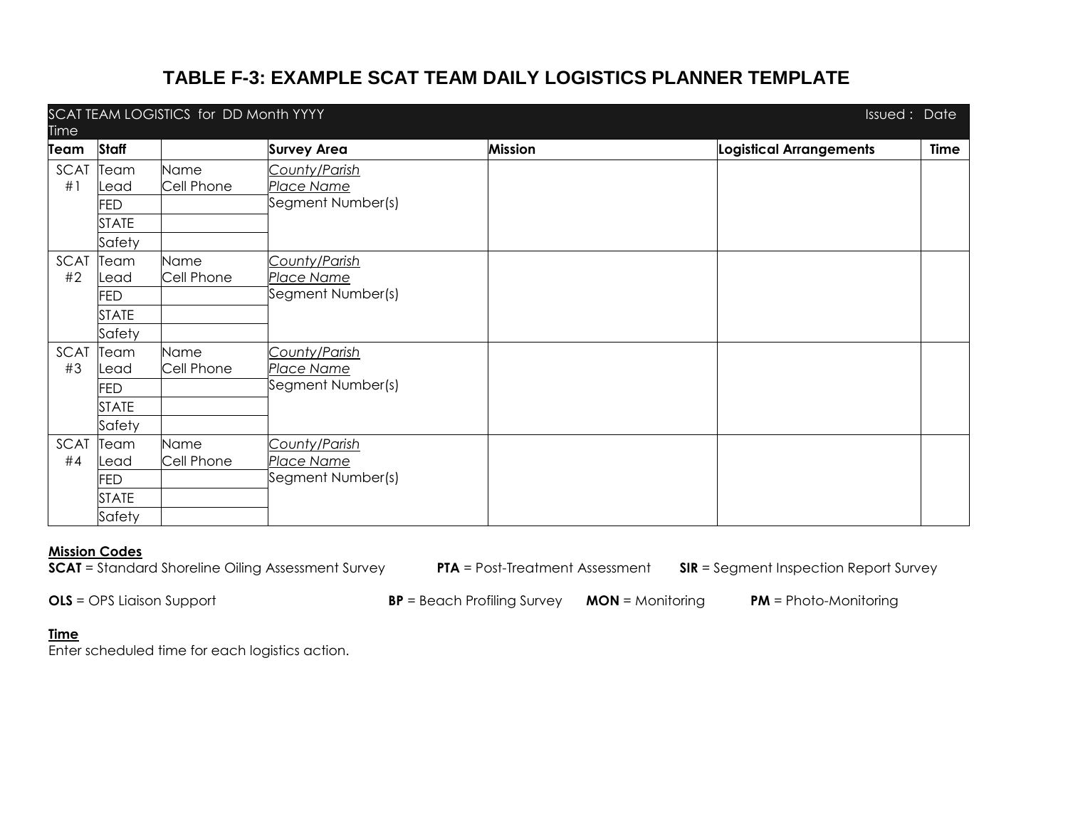# TABLE F-3: EXAMPLE SCAT TEAM DAILY LOGISTICS PLANNER TEMPLATE

| SCAT TEAM LOGISTICS for DD Month YYYY | | | | | | Issued : Date Time |
|---|---|---|---|---|---|---|
| **Team** | **Staff** | | **Survey Area** | **Mission** | **Logistical Arrangements** | **Time** |
| SCAT #1 | Team Lead | Name Cell Phone | *County/Parish* *Place Name* Segment Number(s) | | | |
| | FED | | | | | |
| | STATE | | | | | |
| | Safety | | | | | |
| SCAT #2 | Team Lead | Name Cell Phone | *County/Parish* *Place Name* Segment Number(s) | | | |
| | FED | | | | | |
| | STATE | | | | | |
| | Safety | | | | | |
| SCAT #3 | Team Lead | Name Cell Phone | *County/Parish* *Place Name* Segment Number(s) | | | |
| | FED | | | | | |
| | STATE | | | | | |
| | Safety | | | | | |
| SCAT #4 | Team Lead | Name Cell Phone | *County/Parish* *Place Name* Segment Number(s) | | | |
| | FED | | | | | |
| | STATE | | | | | |
| | Safety | | | | | |

**Mission Codes**

**SCAT** = Standard Shoreline Oiling Assessment Survey  **PTA** = Post-Treatment Assessment  **SIR** = Segment Inspection Report Survey

**OLS** = OPS Liaison Support  **BP** = Beach Profiling Survey  **MON** = Monitoring  **PM** = Photo-Monitoring

**Time**

Enter scheduled time for each logistics action.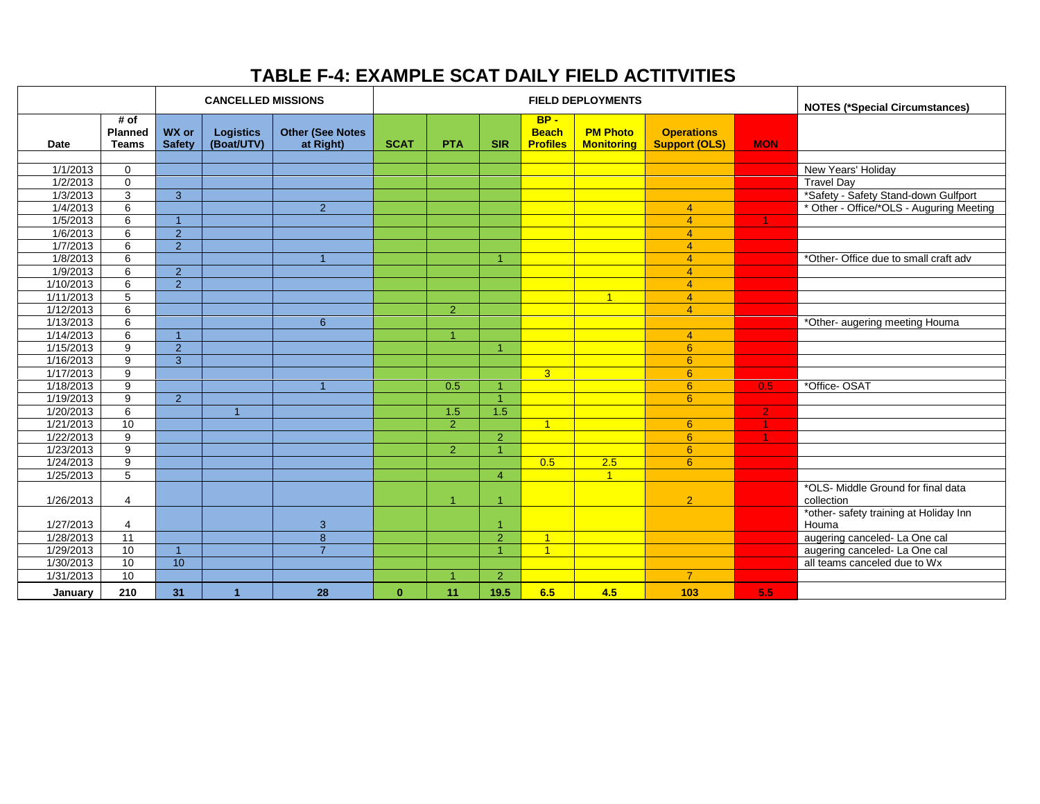# TABLE F-4: EXAMPLE SCAT DAILY FIELD ACTITVITIES

| | | CANCELLED MISSIONS | | | FIELD DEPLOYMENTS | | | | | | | NOTES (*Special Circumstances) |
|---|---|---|---|---|---|---|---|---|---|---|---|---|
| Date | # of Planned Teams | WX or Safety | Logistics (Boat/UTV) | Other (See Notes at Right) | SCAT | PTA | SIR | BP - Beach Profiles | PM Photo Monitoring | Operations Support (OLS) | MON | |
| 1/1/2013 | 0 | | | | | | | | | | | New Years' Holiday |
| 1/2/2013 | 0 | | | | | | | | | | | Travel Day |
| 1/3/2013 | 3 | 3 | | | | | | | | | | *Safety - Safety Stand-down Gulfport |
| 1/4/2013 | 6 | | | 2 | | | | | | 4 | | * Other - Office/*OLS - Auguring Meeting |
| 1/5/2013 | 6 | 1 | | | | | | | | 4 | 1 | |
| 1/6/2013 | 6 | 2 | | | | | | | | 4 | | |
| 1/7/2013 | 6 | 2 | | | | | | | | 4 | | |
| 1/8/2013 | 6 | | | 1 | | | 1 | | | 4 | | *Other- Office due to small craft adv |
| 1/9/2013 | 6 | 2 | | | | | | | | 4 | | |
| 1/10/2013 | 6 | 2 | | | | | | | | 4 | | |
| 1/11/2013 | 5 | | | | | | | | 1 | 4 | | |
| 1/12/2013 | 6 | | | | | 2 | | | | 4 | | |
| 1/13/2013 | 6 | | | 6 | | | | | | | | *Other- augering meeting Houma |
| 1/14/2013 | 6 | 1 | | | | 1 | | | | 4 | | |
| 1/15/2013 | 9 | 2 | | | | | 1 | | | 6 | | |
| 1/16/2013 | 9 | 3 | | | | | | | | 6 | | |
| 1/17/2013 | 9 | | | | | | | 3 | | 6 | | |
| 1/18/2013 | 9 | | | 1 | | 0.5 | 1 | | | 6 | 0.5 | *Office- OSAT |
| 1/19/2013 | 9 | 2 | | | | | 1 | | | 6 | | |
| 1/20/2013 | 6 | | 1 | | | 1.5 | 1.5 | | | | 2 | |
| 1/21/2013 | 10 | | | | | 2 | | 1 | | 6 | 1 | |
| 1/22/2013 | 9 | | | | | | 2 | | | 6 | 1 | |
| 1/23/2013 | 9 | | | | | 2 | 1 | | | 6 | | |
| 1/24/2013 | 9 | | | | | | | 0.5 | 2.5 | 6 | | |
| 1/25/2013 | 5 | | | | | | 4 | | 1 | | | |
| 1/26/2013 | 4 | | | | | 1 | 1 | | | 2 | | *OLS- Middle Ground for final data collection |
| 1/27/2013 | 4 | | | 3 | | | 1 | | | | | *other- safety training at Holiday Inn Houma |
| 1/28/2013 | 11 | | | 8 | | | 2 | 1 | | | | augering canceled- La One cal |
| 1/29/2013 | 10 | 1 | | 7 | | | 1 | 1 | | | | augering canceled- La One cal |
| 1/30/2013 | 10 | 10 | | | | | | | | | | all teams canceled due to Wx |
| 1/31/2013 | 10 | | | | | 1 | 2 | | | 7 | | |
| **January** | **210** | **31** | **1** | **28** | **0** | **11** | **19.5** | **6.5** | **4.5** | **103** | **5.5** | |